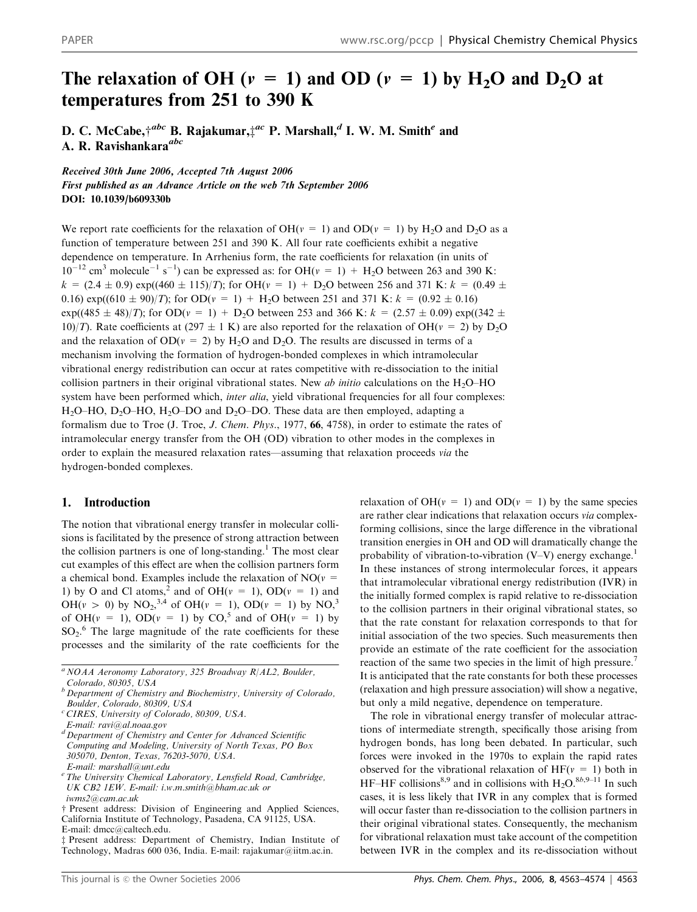# The relaxation of OH ($v$ = 1) and OD ($v$ = 1) by $H_2O$ and $D_2O$ at temperatures from 251 to 390 K

D. C. McCabe,†[abc] B. Rajakumar,‡[ac] P. Marshall,[d] I. W. M. Smith[e] and A. R. Ravishankara[abc]

*Received 30th June 2006, Accepted 7th August 2006*
*First published as an Advance Article on the web 7th September 2006*
**DOI: 10.1039/b609330b**

We report rate coefficients for the relaxation of OH($v$ = 1) and OD($v$ = 1) by $H_2O$ and $D_2O$ as a function of temperature between 251 and 390 K. All four rate coefficients exhibit a negative dependence on temperature. In Arrhenius form, the rate coefficients for relaxation (in units of $10^{-12}$ cm$^3$ molecule$^{-1}$ s$^{-1}$) can be expressed as: for OH($v$ = 1) + $H_2O$ between 263 and 390 K: $k = (2.4 \pm 0.9)\exp((460 \pm 115)/T)$; for OH($v$ = 1) + $D_2O$ between 256 and 371 K: $k = (0.49 \pm 0.16)\exp((610 \pm 90)/T)$; for OD($v$ = 1) + $H_2O$ between 251 and 371 K: $k = (0.92 \pm 0.16)\exp((485 \pm 48)/T)$; for OD($v$ = 1) + $D_2O$ between 253 and 366 K: $k = (2.57 \pm 0.09)\exp((342 \pm 10)/T)$. Rate coefficients at (297 ± 1 K) are also reported for the relaxation of OH($v$ = 2) by $D_2O$ and the relaxation of OD($v$ = 2) by $H_2O$ and $D_2O$. The results are discussed in terms of a mechanism involving the formation of hydrogen-bonded complexes in which intramolecular vibrational energy redistribution can occur at rates competitive with re-dissociation to the initial collision partners in their original vibrational states. New *ab initio* calculations on the $H_2O$–HO system have been performed which, *inter alia*, yield vibrational frequencies for all four complexes: $H_2O$–HO, $D_2O$–HO, $H_2O$–DO and $D_2O$–DO. These data are then employed, adapting a formalism due to Troe (J. Troe, *J. Chem. Phys.*, 1977, **66**, 4758), in order to estimate the rates of intramolecular energy transfer from the OH (OD) vibration to other modes in the complexes in order to explain the measured relaxation rates—assuming that relaxation proceeds *via* the hydrogen-bonded complexes.

## 1. Introduction

The notion that vibrational energy transfer in molecular collisions is facilitated by the presence of strong attraction between the collision partners is one of long-standing.[1] The most clear cut examples of this effect are when the collision partners form a chemical bond. Examples include the relaxation of NO($v$ = 1) by O and Cl atoms,[2] and of OH($v$ = 1), OD($v$ = 1) and OH($v$ > 0) by $NO_2$,[3,4] of OH($v$ = 1), OD($v$ = 1) by NO,[3] of OH($v$ = 1), OD($v$ = 1) by CO,[5] and of OH($v$ = 1) by $SO_2$.[6] The large magnitude of the rate coefficients for these processes and the similarity of the rate coefficients for the relaxation of OH($v$ = 1) and OD($v$ = 1) by the same species are rather clear indications that relaxation occurs *via* complex-forming collisions, since the large difference in the vibrational transition energies in OH and OD will dramatically change the probability of vibration-to-vibration (V–V) energy exchange.[1] In these instances of strong intermolecular forces, it appears that intramolecular vibrational energy redistribution (IVR) in the initially formed complex is rapid relative to re-dissociation to the collision partners in their original vibrational states, so that the rate constant for relaxation corresponds to that for initial association of the two species. Such measurements then provide an estimate of the rate coefficient for the association reaction of the same two species in the limit of high pressure.[7] It is anticipated that the rate constants for both these processes (relaxation and high pressure association) will show a negative, but only a mild negative, dependence on temperature.

The role in vibrational energy transfer of molecular attractions of intermediate strength, specifically those arising from hydrogen bonds, has long been debated. In particular, such forces were invoked in the 1970s to explain the rapid rates observed for the vibrational relaxation of HF($v$ = 1) both in HF–HF collisions[8,9] and in collisions with $H_2O$.[8b,9–11] In such cases, it is less likely that IVR in any complex that is formed will occur faster than re-dissociation to the collision partners in their original vibrational states. Consequently, the mechanism for vibrational relaxation must take account of the competition between IVR in the complex and its re-dissociation without

---

[a] NOAA Aeronomy Laboratory, 325 Broadway R/AL2, Boulder, Colorado, 80305, USA
[b] Department of Chemistry and Biochemistry, University of Colorado, Boulder, Colorado, 80309, USA
[c] CIRES, University of Colorado, 80309, USA. E-mail: ravi@al.noaa.gov
[d] Department of Chemistry and Center for Advanced Scientific Computing and Modeling, University of North Texas, PO Box 305070, Denton, Texas, 76203-5070, USA. E-mail: marshall@unt.edu
[e] The University Chemical Laboratory, Lensfield Road, Cambridge, UK CB2 1EW. E-mail: i.w.m.smith@bham.ac.uk or iwms2@cam.ac.uk
† Present address: Division of Engineering and Applied Sciences, California Institute of Technology, Pasadena, CA 91125, USA. E-mail: dmcc@caltech.edu.
‡ Present address: Department of Chemistry, Indian Institute of Technology, Madras 600 036, India. E-mail: rajakumar@iitm.ac.in.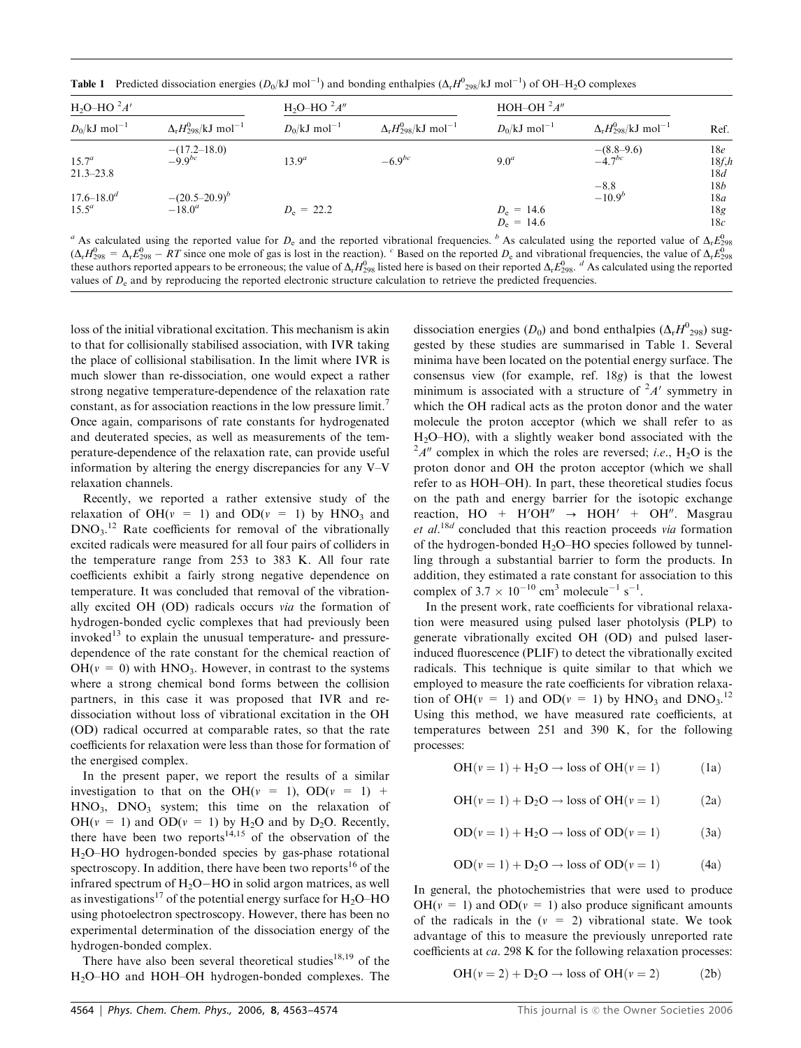**Table 1** Predicted dissociation energies ($D_0$/kJ mol$^{-1}$) and bonding enthalpies ($\Delta_r H^0_{298}$/kJ mol$^{-1}$) of OH–$H_2O$ complexes

| $H_2O$–HO $^2A'$ | | $H_2O$–HO $^2A''$ | | HOH–OH $^2A''$ | | |
|---|---|---|---|---|---|---|
| $D_0$/kJ mol$^{-1}$ | $\Delta_r H^0_{298}$/kJ mol$^{-1}$ | $D_0$/kJ mol$^{-1}$ | $\Delta_r H^0_{298}$/kJ mol$^{-1}$ | $D_0$/kJ mol$^{-1}$ | $\Delta_r H^0_{298}$/kJ mol$^{-1}$ | Ref. |
| | −(17.2–18.0) | | | | −(8.8–9.6) | 18*e* |
| 15.7[a] | −9.9[bc] | 13.9[a] | −6.9[bc] | 9.0[a] | −4.7[bc] | 18*f*,*h* |
| 21.3–23.8 | | | | | | 18*d* |
| | | | | | −8.8 | 18*b* |
| 17.6–18.0[d] | −(20.5–20.9)[b] | | | | −10.9[b] | 18*a* |
| 15.5[a] | −18.0[a] | $D_e$ = 22.2 | | $D_e$ = 14.6 | | 18*g* |
| | | | | $D_e$ = 14.6 | | 18*c* |

[a] As calculated using the reported value for $D_e$ and the reported vibrational frequencies. [b] As calculated using the reported value of $\Delta_r E^0_{298}$ ($\Delta_r H^0_{298} = \Delta_r E^0_{298} - RT$ since one mole of gas is lost in the reaction). [c] Based on the reported $D_e$ and vibrational frequencies, the value of $\Delta_r E^0_{298}$ these authors reported appears to be erroneous; the value of $\Delta_r H^0_{298}$ listed here is based on their reported $\Delta_r E^0_{298}$. [d] As calculated using the reported values of $D_e$ and by reproducing the reported electronic structure calculation to retrieve the predicted frequencies.

loss of the initial vibrational excitation. This mechanism is akin to that for collisionally stabilised association, with IVR taking the place of collisional stabilisation. In the limit where IVR is much slower than re-dissociation, one would expect a rather strong negative temperature-dependence of the relaxation rate constant, as for association reactions in the low pressure limit.[7] Once again, comparisons of rate constants for hydrogenated and deuterated species, as well as measurements of the temperature-dependence of the relaxation rate, can provide useful information by altering the energy discrepancies for any V–V relaxation channels.

Recently, we reported a rather extensive study of the relaxation of OH($v$ = 1) and OD($v$ = 1) by $HNO_3$ and $DNO_3$.[12] Rate coefficients for removal of the vibrationally excited radicals were measured for all four pairs of colliders in the temperature range from 253 to 383 K. All four rate coefficients exhibit a fairly strong negative dependence on temperature. It was concluded that removal of the vibrationally excited OH (OD) radicals occurs *via* the formation of hydrogen-bonded cyclic complexes that had previously been invoked[13] to explain the unusual temperature- and pressure-dependence of the rate constant for the chemical reaction of OH($v$ = 0) with $HNO_3$. However, in contrast to the systems where a strong chemical bond forms between the collision partners, in this case it was proposed that IVR and re-dissociation without loss of vibrational excitation in the OH (OD) radical occurred at comparable rates, so that the rate coefficients for relaxation were less than those for formation of the energised complex.

In the present paper, we report the results of a similar investigation to that on the OH($v$ = 1), OD($v$ = 1) + $HNO_3$, $DNO_3$ system; this time on the relaxation of OH($v$ = 1) and OD($v$ = 1) by $H_2O$ and by $D_2O$. Recently, there have been two reports[14,15] of the observation of the $H_2O$–HO hydrogen-bonded species by gas-phase rotational spectroscopy. In addition, there have been two reports[16] of the infrared spectrum of $H_2O$–HO in solid argon matrices, as well as investigations[17] of the potential energy surface for $H_2O$–HO using photoelectron spectroscopy. However, there has been no experimental determination of the dissociation energy of the hydrogen-bonded complex.

There have also been several theoretical studies[18,19] of the $H_2O$–HO and HOH–OH hydrogen-bonded complexes. The dissociation energies ($D_0$) and bond enthalpies ($\Delta_r H^0_{298}$) suggested by these studies are summarised in Table 1. Several minima have been located on the potential energy surface. The consensus view (for example, ref. 18*g*) is that the lowest minimum is associated with a structure of $^2A'$ symmetry in which the OH radical acts as the proton donor and the water molecule the proton acceptor (which we shall refer to as $H_2O$–HO), with a slightly weaker bond associated with the $^2A''$ complex in which the roles are reversed; *i.e.*, $H_2O$ is the proton donor and OH the proton acceptor (which we shall refer to as HOH–OH). In part, these theoretical studies focus on the path and energy barrier for the isotopic exchange reaction, HO + H′OH″ → HOH′ + OH″. Masgrau *et al.*[18d] concluded that this reaction proceeds *via* formation of the hydrogen-bonded $H_2O$–HO species followed by tunnelling through a substantial barrier to form the products. In addition, they estimated a rate constant for association to this complex of $3.7 \times 10^{-10}$ cm$^3$ molecule$^{-1}$ s$^{-1}$.

In the present work, rate coefficients for vibrational relaxation were measured using pulsed laser photolysis (PLP) to generate vibrationally excited OH (OD) and pulsed laser-induced fluorescence (PLIF) to detect the vibrationally excited radicals. This technique is quite similar to that which we employed to measure the rate coefficients for vibration relaxation of OH($v$ = 1) and OD($v$ = 1) by $HNO_3$ and $DNO_3$.[12] Using this method, we have measured rate coefficients, at temperatures between 251 and 390 K, for the following processes:

$$\mathrm{OH}(v=1) + \mathrm{H_2O} \rightarrow \text{loss of } \mathrm{OH}(v=1) \quad (1a)$$

$$\mathrm{OH}(v=1) + \mathrm{D_2O} \rightarrow \text{loss of } \mathrm{OH}(v=1) \quad (2a)$$

$$\mathrm{OD}(v=1) + \mathrm{H_2O} \rightarrow \text{loss of } \mathrm{OD}(v=1) \quad (3a)$$

$$\mathrm{OD}(v=1) + \mathrm{D_2O} \rightarrow \text{loss of } \mathrm{OD}(v=1) \quad (4a)$$

In general, the photochemistries that were used to produce OH($v$ = 1) and OD($v$ = 1) also produce significant amounts of the radicals in the ($v$ = 2) vibrational state. We took advantage of this to measure the previously unreported rate coefficients at *ca.* 298 K for the following relaxation processes:

$$\mathrm{OH}(v=2) + \mathrm{D_2O} \rightarrow \text{loss of } \mathrm{OH}(v=2) \quad (2b)$$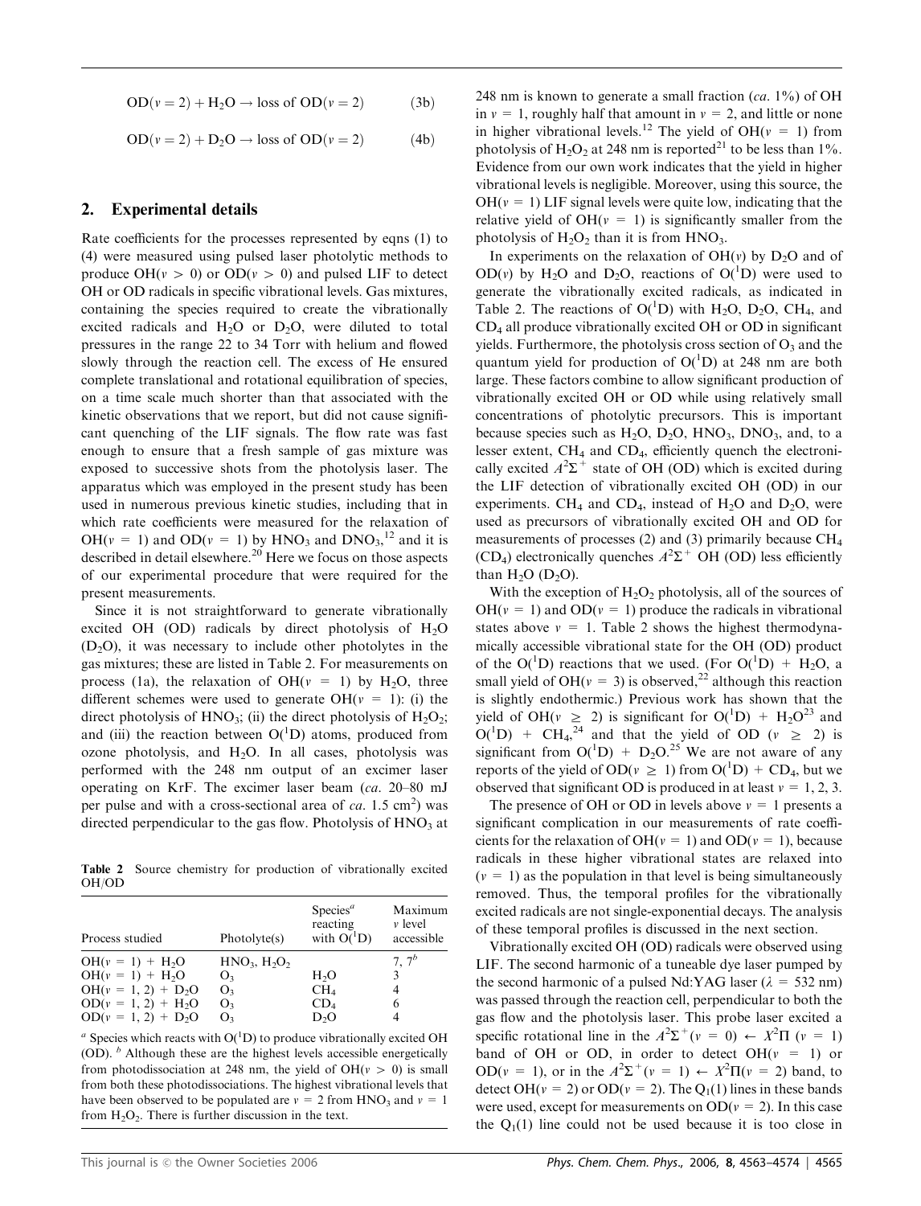$$\mathrm{OD}(v=2) + \mathrm{H_2O} \rightarrow \text{loss of } \mathrm{OD}(v=2) \tag{3b}$$

$$\mathrm{OD}(v=2) + \mathrm{D_2O} \rightarrow \text{loss of } \mathrm{OD}(v=2) \tag{4b}$$

## 2. Experimental details

Rate coefficients for the processes represented by eqns (1) to (4) were measured using pulsed laser photolytic methods to produce $OH(v > 0)$ or $OD(v > 0)$ and pulsed LIF to detect OH or OD radicals in specific vibrational levels. Gas mixtures, containing the species required to create the vibrationally excited radicals and $H_2O$ or $D_2O$, were diluted to total pressures in the range 22 to 34 Torr with helium and flowed slowly through the reaction cell. The excess of He ensured complete translational and rotational equilibration of species, on a time scale much shorter than that associated with the kinetic observations that we report, but did not cause significant quenching of the LIF signals. The flow rate was fast enough to ensure that a fresh sample of gas mixture was exposed to successive shots from the photolysis laser. The apparatus which was employed in the present study has been used in numerous previous kinetic studies, including that in which rate coefficients were measured for the relaxation of $OH(v = 1)$ and $OD(v = 1)$ by $HNO_3$ and $DNO_3$,[12] and it is described in detail elsewhere.[20] Here we focus on those aspects of our experimental procedure that were required for the present measurements.

Since it is not straightforward to generate vibrationally excited OH (OD) radicals by direct photolysis of $H_2O$ ($D_2O$), it was necessary to include other photolytes in the gas mixtures; these are listed in Table 2. For measurements on process (1a), the relaxation of $OH(v = 1)$ by $H_2O$, three different schemes were used to generate $OH(v = 1)$: (i) the direct photolysis of $HNO_3$; (ii) the direct photolysis of $H_2O_2$; and (iii) the reaction between $O(^1D)$ atoms, produced from ozone photolysis, and $H_2O$. In all cases, photolysis was performed with the 248 nm output of an excimer laser operating on KrF. The excimer laser beam (*ca.* 20–80 mJ per pulse and with a cross-sectional area of *ca.* 1.5 cm$^2$) was directed perpendicular to the gas flow. Photolysis of $HNO_3$ at 248 nm is known to generate a small fraction (*ca.* 1%) of OH in $v = 1$, roughly half that amount in $v = 2$, and little or none in higher vibrational levels.[12] The yield of $OH(v = 1)$ from photolysis of $H_2O_2$ at 248 nm is reported[21] to be less than 1%. Evidence from our own work indicates that the yield in higher vibrational levels is negligible. Moreover, using this source, the $OH(v = 1)$ LIF signal levels were quite low, indicating that the relative yield of $OH(v = 1)$ is significantly smaller from the photolysis of $H_2O_2$ than it is from $HNO_3$.

**Table 2** Source chemistry for production of vibrationally excited OH/OD

| Process studied | Photolyte(s) | Species[a] reacting with $O(^1D)$ | Maximum $v$ level accessible |
|---|---|---|---|
| $OH(v = 1) + H_2O$ | $HNO_3$, $H_2O_2$ | | 7, 7[b] |
| $OH(v = 1) + H_2O$ | $O_3$ | $H_2O$ | 3 |
| $OH(v = 1, 2) + D_2O$ | $O_3$ | $CH_4$ | 4 |
| $OD(v = 1, 2) + H_2O$ | $O_3$ | $CD_4$ | 6 |
| $OD(v = 1, 2) + D_2O$ | $O_3$ | $D_2O$ | 4 |

[a] Species which reacts with $O(^1D)$ to produce vibrationally excited OH (OD). [b] Although these are the highest levels accessible energetically from photodissociation at 248 nm, the yield of $OH(v > 0)$ is small from both these photodissociations. The highest vibrational levels that have been observed to be populated are $v = 2$ from $HNO_3$ and $v = 1$ from $H_2O_2$. There is further discussion in the text.

In experiments on the relaxation of $OH(v)$ by $D_2O$ and of $OD(v)$ by $H_2O$ and $D_2O$, reactions of $O(^1D)$ were used to generate the vibrationally excited radicals, as indicated in Table 2. The reactions of $O(^1D)$ with $H_2O$, $D_2O$, $CH_4$, and $CD_4$ all produce vibrationally excited OH or OD in significant yields. Furthermore, the photolysis cross section of $O_3$ and the quantum yield for production of $O(^1D)$ at 248 nm are both large. These factors combine to allow significant production of vibrationally excited OH or OD while using relatively small concentrations of photolytic precursors. This is important because species such as $H_2O$, $D_2O$, $HNO_3$, $DNO_3$, and, to a lesser extent, $CH_4$ and $CD_4$, efficiently quench the electronically excited $A^2\Sigma^+$ state of OH (OD) which is excited during the LIF detection of vibrationally excited OH (OD) in our experiments. $CH_4$ and $CD_4$, instead of $H_2O$ and $D_2O$, were used as precursors of vibrationally excited OH and OD for measurements of processes (2) and (3) primarily because $CH_4$ ($CD_4$) electronically quenches $A^2\Sigma^+$ OH (OD) less efficiently than $H_2O$ ($D_2O$).

With the exception of $H_2O_2$ photolysis, all of the sources of $OH(v = 1)$ and $OD(v = 1)$ produce the radicals in vibrational states above $v = 1$. Table 2 shows the highest thermodynamically accessible vibrational state for the OH (OD) product of the $O(^1D)$ reactions that we used. (For $O(^1D) + H_2O$, a small yield of $OH(v = 3)$ is observed,[22] although this reaction is slightly endothermic.) Previous work has shown that the yield of $OH(v \geq 2)$ is significant for $O(^1D) + H_2O$[23] and $O(^1D) + CH_4$,[24] and that the yield of OD ($v \geq 2$) is significant from $O(^1D) + D_2O$.[25] We are not aware of any reports of the yield of $OD(v \geq 1)$ from $O(^1D) + CD_4$, but we observed that significant OD is produced in at least $v = 1, 2, 3$.

The presence of OH or OD in levels above $v = 1$ presents a significant complication in our measurements of rate coefficients for the relaxation of $OH(v = 1)$ and $OD(v = 1)$, because radicals in these higher vibrational states are relaxed into ($v = 1$) as the population in that level is being simultaneously removed. Thus, the temporal profiles for the vibrationally excited radicals are not single-exponential decays. The analysis of these temporal profiles is discussed in the next section.

Vibrationally excited OH (OD) radicals were observed using LIF. The second harmonic of a tuneable dye laser pumped by the second harmonic of a pulsed Nd:YAG laser ($\lambda$ = 532 nm) was passed through the reaction cell, perpendicular to both the gas flow and the photolysis laser. This probe laser excited a specific rotational line in the $A^2\Sigma^+(v = 0) \leftarrow X^2\Pi\ (v = 1)$ band of OH or OD, in order to detect $OH(v = 1)$ or $OD(v = 1)$, or in the $A^2\Sigma^+(v = 1) \leftarrow X^2\Pi(v = 2)$ band, to detect $OH(v = 2)$ or $OD(v = 2)$. The $Q_1(1)$ lines in these bands were used, except for measurements on $OD(v = 2)$. In this case the $Q_1(1)$ line could not be used because it is too close in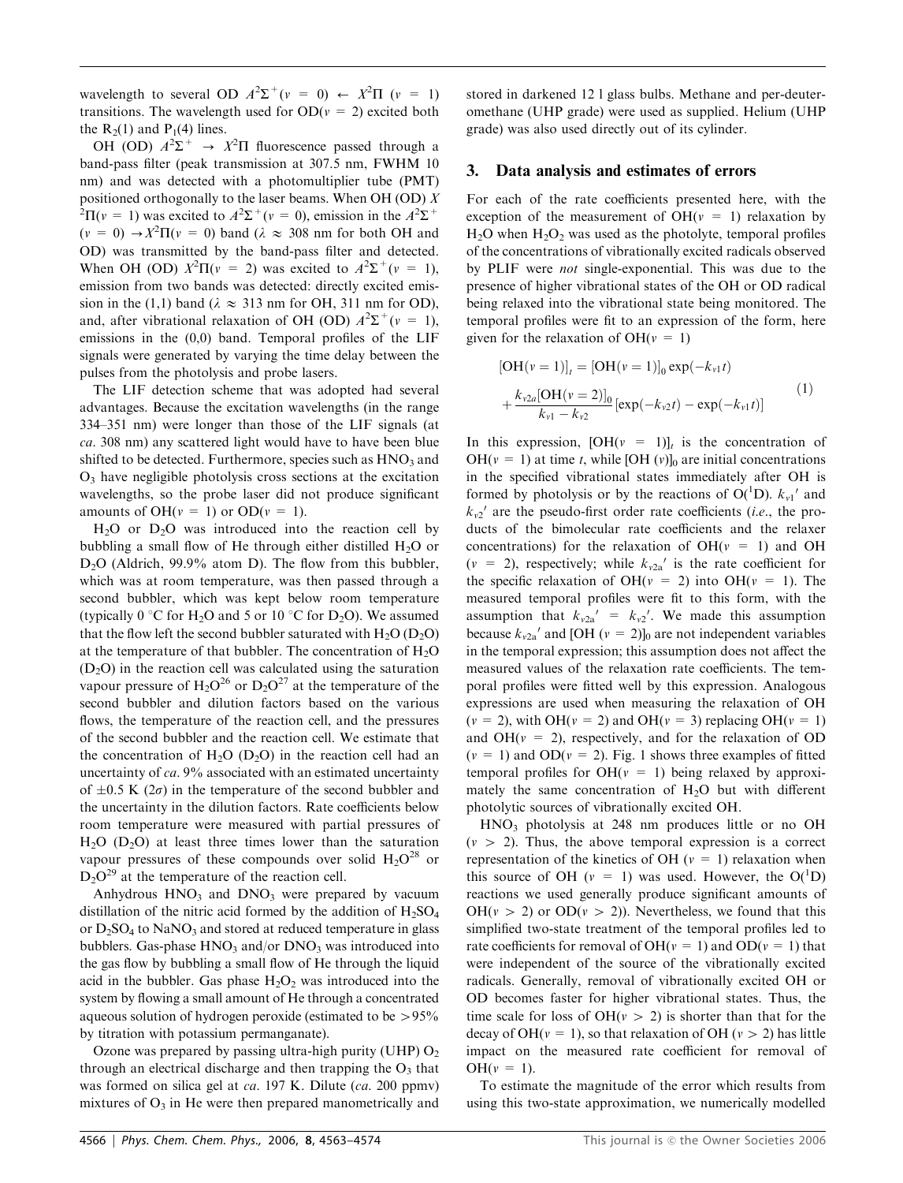wavelength to several OD $A^2\Sigma^+(v = 0) \leftarrow X^2\Pi$ $(v = 1)$ transitions. The wavelength used for OD$(v = 2)$ excited both the $R_2(1)$ and $P_1(4)$ lines.

OH (OD) $A^2\Sigma^+ \rightarrow X^2\Pi$ fluorescence passed through a band-pass filter (peak transmission at 307.5 nm, FWHM 10 nm) and was detected with a photomultiplier tube (PMT) positioned orthogonally to the laser beams. When OH (OD) $X$ $^2\Pi(v = 1)$ was excited to $A^2\Sigma^+(v = 0)$, emission in the $A^2\Sigma^+$ $(v = 0) \rightarrow X^2\Pi(v = 0)$ band ($\lambda \approx 308$ nm for both OH and OD) was transmitted by the band-pass filter and detected. When OH (OD) $X^2\Pi(v = 2)$ was excited to $A^2\Sigma^+(v = 1)$, emission from two bands was detected: directly excited emission in the (1,1) band ($\lambda \approx 313$ nm for OH, 311 nm for OD), and, after vibrational relaxation of OH (OD) $A^2\Sigma^+(v = 1)$, emissions in the (0,0) band. Temporal profiles of the LIF signals were generated by varying the time delay between the pulses from the photolysis and probe lasers.

The LIF detection scheme that was adopted had several advantages. Because the excitation wavelengths (in the range 334–351 nm) were longer than those of the LIF signals (at *ca.* 308 nm) any scattered light would have to have been blue shifted to be detected. Furthermore, species such as $HNO_3$ and $O_3$ have negligible photolysis cross sections at the excitation wavelengths, so the probe laser did not produce significant amounts of OH$(v = 1)$ or OD$(v = 1)$.

$H_2O$ or $D_2O$ was introduced into the reaction cell by bubbling a small flow of He through either distilled $H_2O$ or $D_2O$ (Aldrich, 99.9% atom D). The flow from this bubbler, which was at room temperature, was then passed through a second bubbler, which was kept below room temperature (typically 0 °C for $H_2O$ and 5 or 10 °C for $D_2O$). We assumed that the flow left the second bubbler saturated with $H_2O$ ($D_2O$) at the temperature of that bubbler. The concentration of $H_2O$ ($D_2O$) in the reaction cell was calculated using the saturation vapour pressure of $H_2O$[26] or $D_2O$[27] at the temperature of the second bubbler and dilution factors based on the various flows, the temperature of the reaction cell, and the pressures of the second bubbler and the reaction cell. We estimate that the concentration of $H_2O$ ($D_2O$) in the reaction cell had an uncertainty of *ca.* 9% associated with an estimated uncertainty of $\pm 0.5$ K ($2\sigma$) in the temperature of the second bubbler and the uncertainty in the dilution factors. Rate coefficients below room temperature were measured with partial pressures of $H_2O$ ($D_2O$) at least three times lower than the saturation vapour pressures of these compounds over solid $H_2O$[28] or $D_2O$[29] at the temperature of the reaction cell.

Anhydrous $HNO_3$ and $DNO_3$ were prepared by vacuum distillation of the nitric acid formed by the addition of $H_2SO_4$ or $D_2SO_4$ to $NaNO_3$ and stored at reduced temperature in glass bubblers. Gas-phase $HNO_3$ and/or $DNO_3$ was introduced into the gas flow by bubbling a small flow of He through the liquid acid in the bubbler. Gas phase $H_2O_2$ was introduced into the system by flowing a small amount of He through a concentrated aqueous solution of hydrogen peroxide (estimated to be >95% by titration with potassium permanganate).

Ozone was prepared by passing ultra-high purity (UHP) $O_2$ through an electrical discharge and then trapping the $O_3$ that was formed on silica gel at *ca.* 197 K. Dilute (*ca.* 200 ppmv) mixtures of $O_3$ in He were then prepared manometrically and stored in darkened 12 l glass bulbs. Methane and per-deuteromethane (UHP grade) were used as supplied. Helium (UHP grade) was also used directly out of its cylinder.

## 3. Data analysis and estimates of errors

For each of the rate coefficients presented here, with the exception of the measurement of OH$(v = 1)$ relaxation by $H_2O$ when $H_2O_2$ was used as the photolyte, temporal profiles of the concentrations of vibrationally excited radicals observed by PLIF were *not* single-exponential. This was due to the presence of higher vibrational states of the OH or OD radical being relaxed into the vibrational state being monitored. The temporal profiles were fit to an expression of the form, here given for the relaxation of OH$(v = 1)$

$$[\mathrm{OH}(v=1)]_t = [\mathrm{OH}(v=1)]_0 \exp(-k_{v1}t) + \frac{k_{v2a}[\mathrm{OH}(v=2)]_0}{k_{v1} - k_{v2}}[\exp(-k_{v2}t) - \exp(-k_{v1}t)] \quad (1)$$

In this expression, $[\mathrm{OH}(v = 1)]_t$ is the concentration of OH$(v = 1)$ at time $t$, while $[\mathrm{OH}\ (v)]_0$ are initial concentrations in the specified vibrational states immediately after OH is formed by photolysis or by the reactions of $O(^1D)$. $k_{v1}'$ and $k_{v2}'$ are the pseudo-first order rate coefficients (*i.e.*, the products of the bimolecular rate coefficients and the relaxer concentrations) for the relaxation of OH$(v = 1)$ and OH $(v = 2)$, respectively; while $k_{v2a}'$ is the rate coefficient for the specific relaxation of OH$(v = 2)$ into OH$(v = 1)$. The measured temporal profiles were fit to this form, with the assumption that $k_{v2a}' = k_{v2}'$. We made this assumption because $k_{v2a}'$ and $[\mathrm{OH}\ (v = 2)]_0$ are not independent variables in the temporal expression; this assumption does not affect the measured values of the relaxation rate coefficients. The temporal profiles were fitted well by this expression. Analogous expressions are used when measuring the relaxation of OH $(v = 2)$, with OH$(v = 2)$ and OH$(v = 3)$ replacing OH$(v = 1)$ and OH$(v = 2)$, respectively, and for the relaxation of OD $(v = 1)$ and OD$(v = 2)$. Fig. 1 shows three examples of fitted temporal profiles for OH$(v = 1)$ being relaxed by approximately the same concentration of $H_2O$ but with different photolytic sources of vibrationally excited OH.

$HNO_3$ photolysis at 248 nm produces little or no OH $(v > 2)$. Thus, the above temporal expression is a correct representation of the kinetics of OH $(v = 1)$ relaxation when this source of OH $(v = 1)$ was used. However, the $O(^1D)$ reactions we used generally produce significant amounts of OH$(v > 2)$ or OD$(v > 2)$). Nevertheless, we found that this simplified two-state treatment of the temporal profiles led to rate coefficients for removal of OH$(v = 1)$ and OD$(v = 1)$ that were independent of the source of the vibrationally excited radicals. Generally, removal of vibrationally excited OH or OD becomes faster for higher vibrational states. Thus, the time scale for loss of OH$(v > 2)$ is shorter than that for the decay of OH$(v = 1)$, so that relaxation of OH $(v > 2)$ has little impact on the measured rate coefficient for removal of OH$(v = 1)$.

To estimate the magnitude of the error which results from using this two-state approximation, we numerically modelled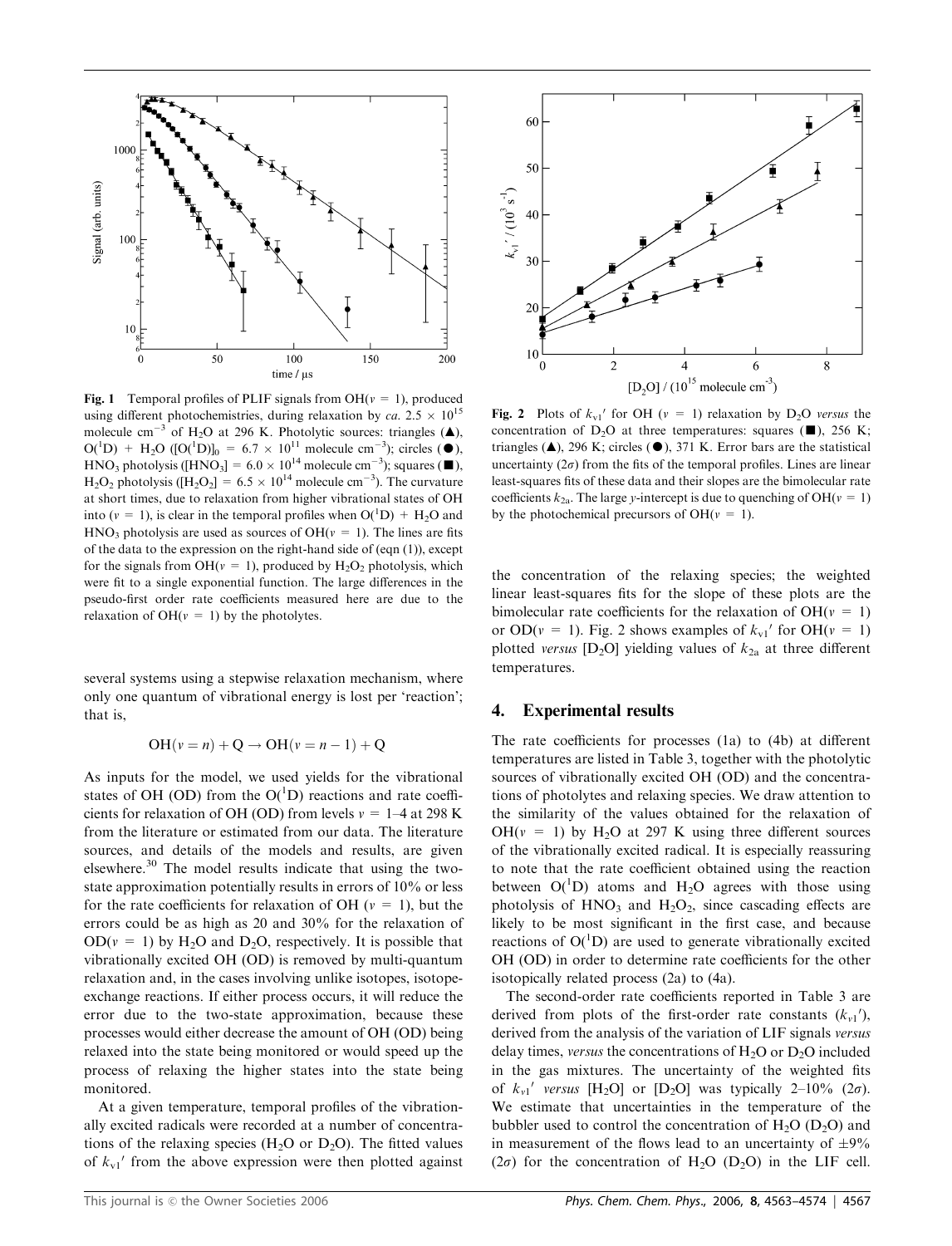**Fig. 1** Temporal profiles of PLIF signals from OH($v$ = 1), produced using different photochemistries, during relaxation by *ca.* 2.5 × $10^{15}$ molecule cm$^{-3}$ of $H_2O$ at 296 K. Photolytic sources: triangles (▲), O($^1$D) + $H_2O$ ([O($^1$D)]$_0$ = 6.7 × $10^{11}$ molecule cm$^{-3}$); circles (●), $HNO_3$ photolysis ([$HNO_3$] = 6.0 × $10^{14}$ molecule cm$^{-3}$); squares (■), $H_2O_2$ photolysis ([$H_2O_2$] = 6.5 × $10^{14}$ molecule cm$^{-3}$). The curvature at short times, due to relaxation from higher vibrational states of OH into ($v$ = 1), is clear in the temporal profiles when O($^1$D) + $H_2O$ and $HNO_3$ photolysis are used as sources of OH($v$ = 1). The lines are fits of the data to the expression on the right-hand side of (eqn (1)), except for the signals from OH($v$ = 1), produced by $H_2O_2$ photolysis, which were fit to a single exponential function. The large differences in the pseudo-first order rate coefficients measured here are due to the relaxation of OH($v$ = 1) by the photolytes.

several systems using a stepwise relaxation mechanism, where only one quantum of vibrational energy is lost per 'reaction'; that is,

$$\mathrm{OH}(v = n) + \mathrm{Q} \rightarrow \mathrm{OH}(v = n - 1) + \mathrm{Q}$$

As inputs for the model, we used yields for the vibrational states of OH (OD) from the O($^1$D) reactions and rate coefficients for relaxation of OH (OD) from levels $v$ = 1–4 at 298 K from the literature or estimated from our data. The literature sources, and details of the models and results, are given elsewhere.[30] The model results indicate that using the two-state approximation potentially results in errors of 10% or less for the rate coefficients for relaxation of OH ($v$ = 1), but the errors could be as high as 20 and 30% for the relaxation of OD($v$ = 1) by $H_2O$ and $D_2O$, respectively. It is possible that vibrationally excited OH (OD) is removed by multi-quantum relaxation and, in the cases involving unlike isotopes, isotope-exchange reactions. If either process occurs, it will reduce the error due to the two-state approximation, because these processes would either decrease the amount of OH (OD) being relaxed into the state being monitored or would speed up the process of relaxing the higher states into the state being monitored.

At a given temperature, temporal profiles of the vibrationally excited radicals were recorded at a number of concentrations of the relaxing species ($H_2O$ or $D_2O$). The fitted values of $k_{v1}'$ from the above expression were then plotted against the concentration of the relaxing species; the weighted linear least-squares fits for the slope of these plots are the bimolecular rate coefficients for the relaxation of OH($v$ = 1) or OD($v$ = 1). Fig. 2 shows examples of $k_{v1}'$ for OH($v$ = 1) plotted *versus* [$D_2O$] yielding values of $k_{2a}$ at three different temperatures.

**Fig. 2** Plots of $k_{v1}'$ for OH ($v$ = 1) relaxation by $D_2O$ *versus* the concentration of $D_2O$ at three temperatures: squares (■), 256 K; triangles (▲), 296 K; circles (●), 371 K. Error bars are the statistical uncertainty (2σ) from the fits of the temporal profiles. Lines are linear least-squares fits of these data and their slopes are the bimolecular rate coefficients $k_{2a}$. The large $y$-intercept is due to quenching of OH($v$ = 1) by the photochemical precursors of OH($v$ = 1).

## 4. Experimental results

The rate coefficients for processes (1a) to (4b) at different temperatures are listed in Table 3, together with the photolytic sources of vibrationally excited OH (OD) and the concentrations of photolytes and relaxing species. We draw attention to the similarity of the values obtained for the relaxation of OH($v$ = 1) by $H_2O$ at 297 K using three different sources of the vibrationally excited radical. It is especially reassuring to note that the rate coefficient obtained using the reaction between O($^1$D) atoms and $H_2O$ agrees with those using photolysis of $HNO_3$ and $H_2O_2$, since cascading effects are likely to be most significant in the first case, and because reactions of O($^1$D) are used to generate vibrationally excited OH (OD) in order to determine rate coefficients for the other isotopically related process (2a) to (4a).

The second-order rate coefficients reported in Table 3 are derived from plots of the first-order rate constants ($k_{v1}'$), derived from the analysis of the variation of LIF signals *versus* delay times, *versus* the concentrations of $H_2O$ or $D_2O$ included in the gas mixtures. The uncertainty of the weighted fits of $k_{v1}'$ *versus* [$H_2O$] or [$D_2O$] was typically 2–10% (2σ). We estimate that uncertainties in the temperature of the bubbler used to control the concentration of $H_2O$ ($D_2O$) and in measurement of the flows lead to an uncertainty of ±9% (2σ) for the concentration of $H_2O$ ($D_2O$) in the LIF cell.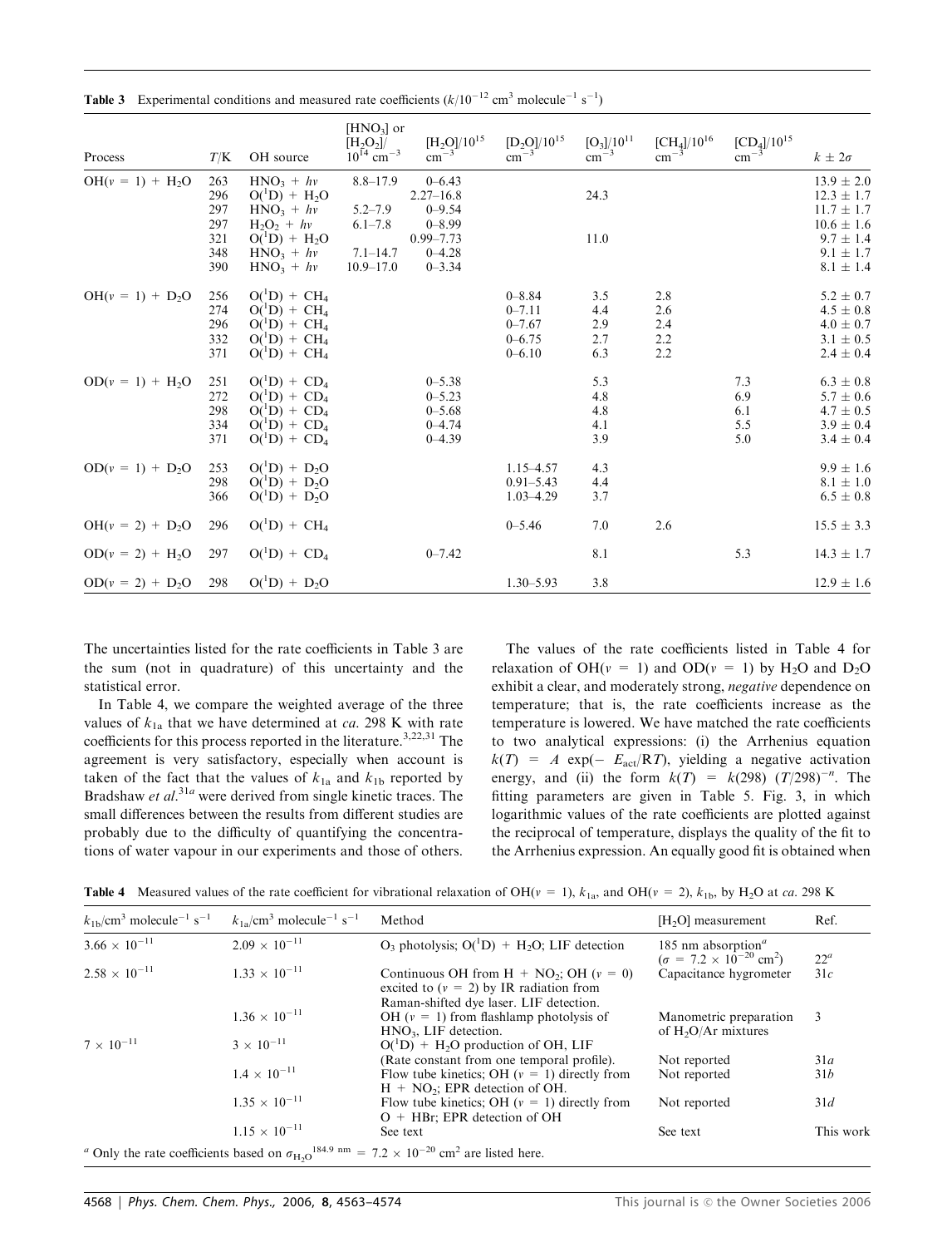**Table 3** Experimental conditions and measured rate coefficients ($k/10^{-12}$ cm$^3$ molecule$^{-1}$ s$^{-1}$)

| Process | $T$/K | OH source | $[HNO_3]$ or $[H_2O_2]$/ $10^{14}$ cm$^{-3}$ | $[H_2O]/10^{15}$ cm$^{-3}$ | $[D_2O]/10^{15}$ cm$^{-3}$ | $[O_3]/10^{11}$ cm$^{-3}$ | $[CH_4]/10^{16}$ cm$^{-3}$ | $[CD_4]/10^{15}$ cm$^{-3}$ | $k \pm 2\sigma$ |
|---|---|---|---|---|---|---|---|---|---|
| $OH(v = 1) + H_2O$ | 263 | $HNO_3 + h\nu$ | 8.8–17.9 | 0–6.43 | | | | | 13.9 ± 2.0 |
| | 296 | $O(^1D) + H_2O$ | | 2.27–16.8 | | 24.3 | | | 12.3 ± 1.7 |
| | 297 | $HNO_3 + h\nu$ | 5.2–7.9 | 0–9.54 | | | | | 11.7 ± 1.7 |
| | 297 | $H_2O_2 + h\nu$ | 6.1–7.8 | 0–8.99 | | | | | 10.6 ± 1.6 |
| | 321 | $O(^1D) + H_2O$ | | 0.99–7.73 | | 11.0 | | | 9.7 ± 1.4 |
| | 348 | $HNO_3 + h\nu$ | 7.1–14.7 | 0–4.28 | | | | | 9.1 ± 1.7 |
| | 390 | $HNO_3 + h\nu$ | 10.9–17.0 | 0–3.34 | | | | | 8.1 ± 1.4 |
| $OH(v = 1) + D_2O$ | 256 | $O(^1D) + CH_4$ | | | 0–8.84 | 3.5 | 2.8 | | 5.2 ± 0.7 |
| | 274 | $O(^1D) + CH_4$ | | | 0–7.11 | 4.4 | 2.6 | | 4.5 ± 0.8 |
| | 296 | $O(^1D) + CH_4$ | | | 0–7.67 | 2.9 | 2.4 | | 4.0 ± 0.7 |
| | 332 | $O(^1D) + CH_4$ | | | 0–6.75 | 2.7 | 2.2 | | 3.1 ± 0.5 |
| | 371 | $O(^1D) + CH_4$ | | | 0–6.10 | 6.3 | 2.2 | | 2.4 ± 0.4 |
| $OD(v = 1) + H_2O$ | 251 | $O(^1D) + CD_4$ | | 0–5.38 | | 5.3 | | 7.3 | 6.3 ± 0.8 |
| | 272 | $O(^1D) + CD_4$ | | 0–5.23 | | 4.8 | | 6.9 | 5.7 ± 0.6 |
| | 298 | $O(^1D) + CD_4$ | | 0–5.68 | | 4.8 | | 6.1 | 4.7 ± 0.5 |
| | 334 | $O(^1D) + CD_4$ | | 0–4.74 | | 4.1 | | 5.5 | 3.9 ± 0.4 |
| | 371 | $O(^1D) + CD_4$ | | 0–4.39 | | 3.9 | | 5.0 | 3.4 ± 0.4 |
| $OD(v = 1) + D_2O$ | 253 | $O(^1D) + D_2O$ | | | 1.15–4.57 | 4.3 | | | 9.9 ± 1.6 |
| | 298 | $O(^1D) + D_2O$ | | | 0.91–5.43 | 4.4 | | | 8.1 ± 1.0 |
| | 366 | $O(^1D) + D_2O$ | | | 1.03–4.29 | 3.7 | | | 6.5 ± 0.8 |
| $OH(v = 2) + D_2O$ | 296 | $O(^1D) + CH_4$ | | | 0–5.46 | 7.0 | 2.6 | | 15.5 ± 3.3 |
| $OD(v = 2) + H_2O$ | 297 | $O(^1D) + CD_4$ | | 0–7.42 | | 8.1 | | 5.3 | 14.3 ± 1.7 |
| $OD(v = 2) + D_2O$ | 298 | $O(^1D) + D_2O$ | | | 1.30–5.93 | 3.8 | | | 12.9 ± 1.6 |

The uncertainties listed for the rate coefficients in Table 3 are the sum (not in quadrature) of this uncertainty and the statistical error.

In Table 4, we compare the weighted average of the three values of $k_{1a}$ that we have determined at *ca.* 298 K with rate coefficients for this process reported in the literature.[3,22,31] The agreement is very satisfactory, especially when account is taken of the fact that the values of $k_{1a}$ and $k_{1b}$ reported by Bradshaw *et al.*[31a] were derived from single kinetic traces. The small differences between the results from different studies are probably due to the difficulty of quantifying the concentrations of water vapour in our experiments and those of others.

The values of the rate coefficients listed in Table 4 for relaxation of $OH(v = 1)$ and $OD(v = 1)$ by $H_2O$ and $D_2O$ exhibit a clear, and moderately strong, *negative* dependence on temperature; that is, the rate coefficients increase as the temperature is lowered. We have matched the rate coefficients to two analytical expressions: (i) the Arrhenius equation $k(T) = A \exp(-E_{act}/RT)$, yielding a negative activation energy, and (ii) the form $k(T) = k(298)\,(T/298)^{-n}$. The fitting parameters are given in Table 5. Fig. 3, in which logarithmic values of the rate coefficients are plotted against the reciprocal of temperature, displays the quality of the fit to the Arrhenius expression. An equally good fit is obtained when

**Table 4** Measured values of the rate coefficient for vibrational relaxation of $OH(v = 1)$, $k_{1a}$, and $OH(v = 2)$, $k_{1b}$, by $H_2O$ at *ca.* 298 K

| $k_{1b}$/cm$^3$ molecule$^{-1}$ s$^{-1}$ | $k_{1a}$/cm$^3$ molecule$^{-1}$ s$^{-1}$ | Method | $[H_2O]$ measurement | Ref. |
|---|---|---|---|---|
| $3.66 \times 10^{-11}$ | $2.09 \times 10^{-11}$ | $O_3$ photolysis; $O(^1D) + H_2O$; LIF detection | 185 nm absorption[a] ($\sigma = 7.2 \times 10^{-20}$ cm$^2$) | 22[a] |
| $2.58 \times 10^{-11}$ | $1.33 \times 10^{-11}$ | Continuous OH from $H + NO_2$; OH ($v = 0$) excited to ($v = 2$) by IR radiation from Raman-shifted dye laser. LIF detection. | Capacitance hygrometer | 31*c* |
| | $1.36 \times 10^{-11}$ | OH ($v = 1$) from flashlamp photolysis of $HNO_3$, LIF detection. | Manometric preparation of $H_2O$/Ar mixtures | 3 |
| $7 \times 10^{-11}$ | $3 \times 10^{-11}$ | $O(^1D) + H_2O$ production of OH, LIF (Rate constant from one temporal profile). | Not reported | 31*a* |
| | $1.4 \times 10^{-11}$ | Flow tube kinetics; OH ($v = 1$) directly from $H + NO_2$; EPR detection of OH. | Not reported | 31*b* |
| | $1.35 \times 10^{-11}$ | Flow tube kinetics; OH ($v = 1$) directly from $O + HBr$; EPR detection of OH | Not reported | 31*d* |
| | $1.15 \times 10^{-11}$ | See text | See text | This work |

[a] Only the rate coefficients based on $\sigma_{H_2O}^{184.9\ \mathrm{nm}} = 7.2 \times 10^{-20}$ cm$^2$ are listed here.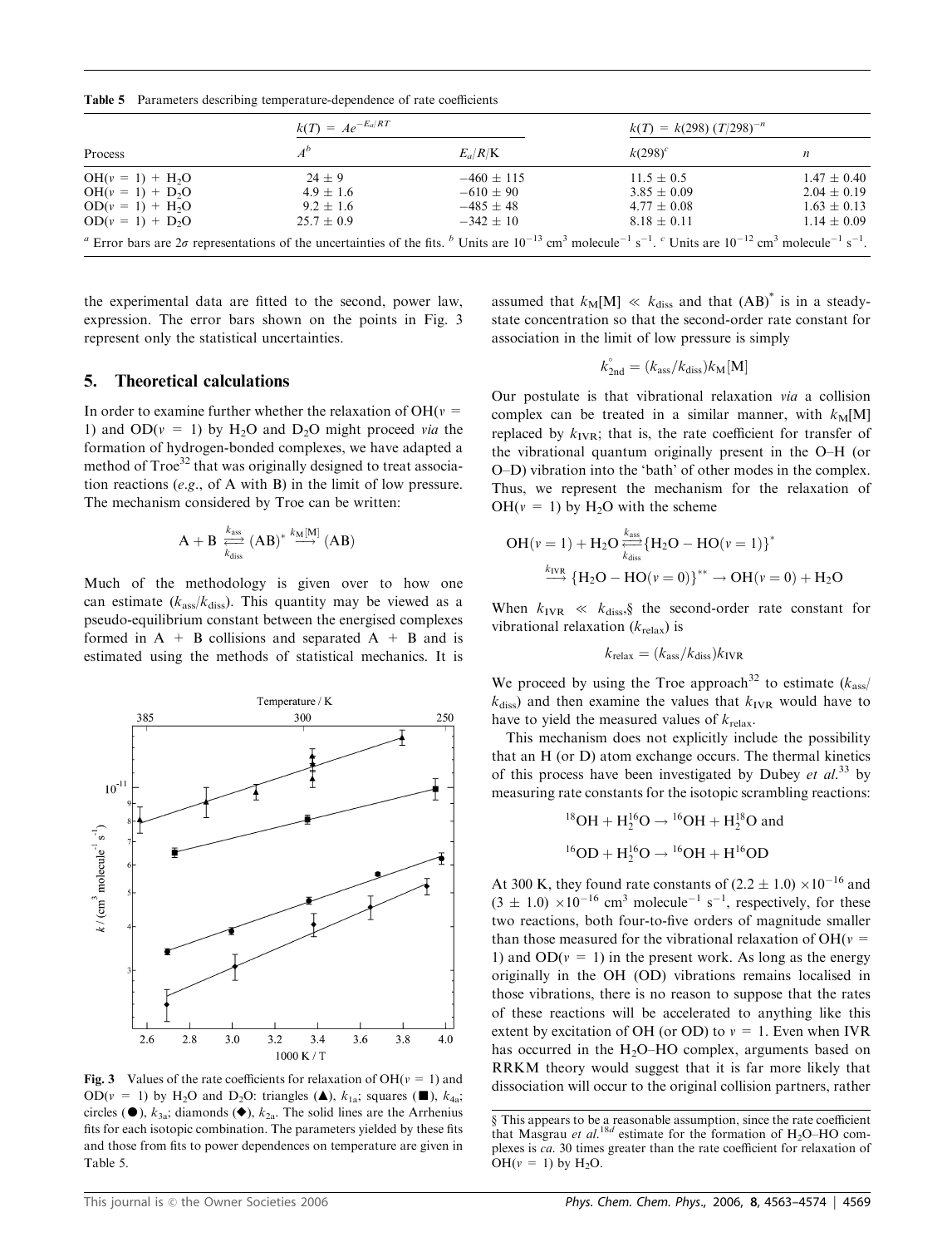**Table 5** Parameters describing temperature-dependence of rate coefficients

| Process | $k(T) = Ae^{-E_a/RT}$ | | $k(T) = k(298)\,(T/298)^{-n}$ | |
|---|---|---|---|---|
| | $A^b$ | $E_a/R$/K | $k(298)^c$ | $n$ |
| $OH(v = 1) + H_2O$ | $24 \pm 9$ | $-460 \pm 115$ | $11.5 \pm 0.5$ | $1.47 \pm 0.40$ |
| $OH(v = 1) + D_2O$ | $4.9 \pm 1.6$ | $-610 \pm 90$ | $3.85 \pm 0.09$ | $2.04 \pm 0.19$ |
| $OD(v = 1) + H_2O$ | $9.2 \pm 1.6$ | $-485 \pm 48$ | $4.77 \pm 0.08$ | $1.63 \pm 0.13$ |
| $OD(v = 1) + D_2O$ | $25.7 \pm 0.9$ | $-342 \pm 10$ | $8.18 \pm 0.11$ | $1.14 \pm 0.09$ |

[a] Error bars are $2\sigma$ representations of the uncertainties of the fits. [b] Units are $10^{-13}$ cm$^3$ molecule$^{-1}$ s$^{-1}$. [c] Units are $10^{-12}$ cm$^3$ molecule$^{-1}$ s$^{-1}$.

the experimental data are fitted to the second, power law, expression. The error bars shown on the points in Fig. 3 represent only the statistical uncertainties.

## 5. Theoretical calculations

In order to examine further whether the relaxation of $OH(v = 1)$ and $OD(v = 1)$ by $H_2O$ and $D_2O$ might proceed *via* the formation of hydrogen-bonded complexes, we have adapted a method of Troe[32] that was originally designed to treat association reactions (*e.g.*, of A with B) in the limit of low pressure. The mechanism considered by Troe can be written:

$$\mathrm{A} + \mathrm{B} \underset{k_{\mathrm{diss}}}{\overset{k_{\mathrm{ass}}}{\rightleftarrows}} (\mathrm{AB})^* \xrightarrow{k_{\mathrm{M}}[\mathrm{M}]} (\mathrm{AB})$$

Much of the methodology is given over to how one can estimate $(k_{\mathrm{ass}}/k_{\mathrm{diss}})$. This quantity may be viewed as a pseudo-equilibrium constant between the energised complexes formed in A + B collisions and separated A + B and is estimated using the methods of statistical mechanics. It is assumed that $k_{\mathrm{M}}[\mathrm{M}] \ll k_{\mathrm{diss}}$ and that $(\mathrm{AB})^*$ is in a steady-state concentration so that the second-order rate constant for association in the limit of low pressure is simply

$$k^{\circ}_{\mathrm{2nd}} = (k_{\mathrm{ass}}/k_{\mathrm{diss}})k_{\mathrm{M}}[\mathrm{M}]$$

Our postulate is that vibrational relaxation *via* a collision complex can be treated in a similar manner, with $k_{\mathrm{M}}[\mathrm{M}]$ replaced by $k_{\mathrm{IVR}}$; that is, the rate coefficient for transfer of the vibrational quantum originally present in the O–H (or O–D) vibration into the 'bath' of other modes in the complex. Thus, we represent the mechanism for the relaxation of $OH(v = 1)$ by $H_2O$ with the scheme

$$\mathrm{OH}(v=1) + \mathrm{H_2O} \underset{k_{\mathrm{diss}}}{\overset{k_{\mathrm{ass}}}{\rightleftarrows}} \{\mathrm{H_2O-HO}(v=1)\}^*$$
$$\xrightarrow{k_{\mathrm{IVR}}} \{\mathrm{H_2O-HO}(v=0)\}^{**} \rightarrow \mathrm{OH}(v=0) + \mathrm{H_2O}$$

When $k_{\mathrm{IVR}} \ll k_{\mathrm{diss}}$,§ the second-order rate constant for vibrational relaxation ($k_{\mathrm{relax}}$) is

$$k_{\mathrm{relax}} = (k_{\mathrm{ass}}/k_{\mathrm{diss}})k_{\mathrm{IVR}}$$

We proceed by using the Troe approach[32] to estimate $(k_{\mathrm{ass}}/k_{\mathrm{diss}})$ and then examine the values that $k_{\mathrm{IVR}}$ would have to have to yield the measured values of $k_{\mathrm{relax}}$.

This mechanism does not explicitly include the possibility that an H (or D) atom exchange occurs. The thermal kinetics of this process have been investigated by Dubey *et al.*[33] by measuring rate constants for the isotopic scrambling reactions:

$$^{18}\mathrm{OH} + \mathrm{H_2^{16}O} \rightarrow {}^{16}\mathrm{OH} + \mathrm{H_2^{18}O} \text{ and}$$
$$^{16}\mathrm{OD} + \mathrm{H_2^{16}O} \rightarrow {}^{16}\mathrm{OH} + \mathrm{H^{16}OD}$$

At 300 K, they found rate constants of $(2.2 \pm 1.0) \times 10^{-16}$ and $(3 \pm 1.0) \times 10^{-16}$ cm$^3$ molecule$^{-1}$ s$^{-1}$, respectively, for these two reactions, both four-to-five orders of magnitude smaller than those measured for the vibrational relaxation of $OH(v = 1)$ and $OD(v = 1)$ in the present work. As long as the energy originally in the OH (OD) vibrations remains localised in those vibrations, there is no reason to suppose that the rates of these reactions will be accelerated to anything like this extent by excitation of OH (or OD) to $v = 1$. Even when IVR has occurred in the $H_2O$–HO complex, arguments based on RRKM theory would suggest that it is far more likely that dissociation will occur to the original collision partners, rather

**Fig. 3** Values of the rate coefficients for relaxation of $OH(v = 1)$ and $OD(v = 1)$ by $H_2O$ and $D_2O$: triangles (▲), $k_{1a}$; squares (■), $k_{4a}$; circles (●), $k_{3a}$; diamonds (◆), $k_{2a}$. The solid lines are the Arrhenius fits for each isotopic combination. The parameters yielded by these fits and those from fits to power dependences on temperature are given in Table 5.

§ This appears to be a reasonable assumption, since the rate coefficient that Masgrau *et al.*[18d] estimate for the formation of $H_2O$–HO complexes is *ca.* 30 times greater than the rate coefficient for relaxation of $OH(v = 1)$ by $H_2O$.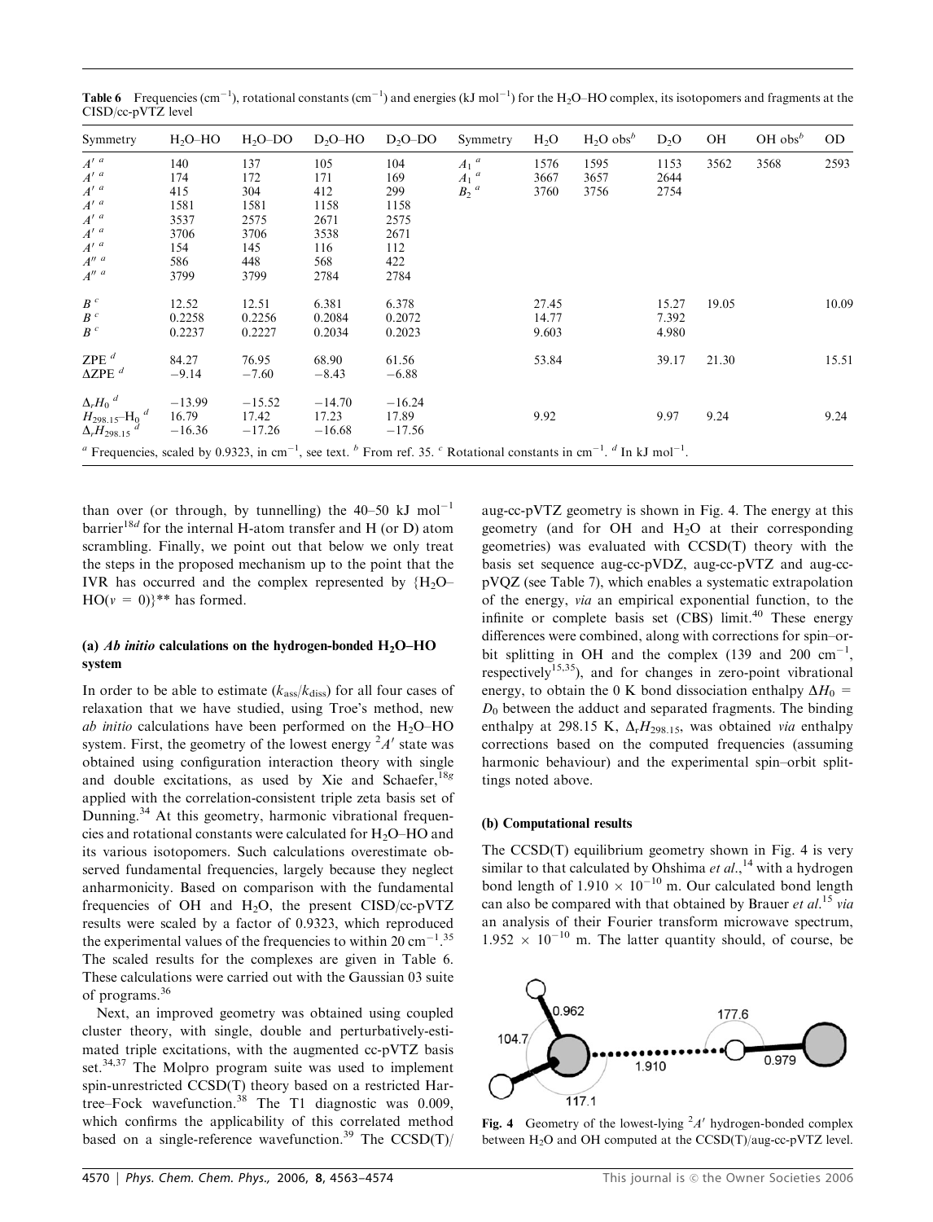**Table 6** Frequencies ($cm^{-1}$), rotational constants ($cm^{-1}$) and energies (kJ $mol^{-1}$) for the $H_2O$–HO complex, its isotopomers and fragments at the CISD/cc-pVTZ level

| Symmetry | $H_2O$–HO | $H_2O$–DO | $D_2O$–HO | $D_2O$–DO | Symmetry | $H_2O$ | $H_2O$ obs[b] | $D_2O$ | OH | OH obs[b] | OD |
|---|---|---|---|---|---|---|---|---|---|---|---|
| $A'$ [a] | 140 | 137 | 105 | 104 | $A_1$ [a] | 1576 | 1595 | 1153 | 3562 | 3568 | 2593 |
| $A'$ [a] | 174 | 172 | 171 | 169 | $A_1$ [a] | 3667 | 3657 | 2644 | | | |
| $A'$ [a] | 415 | 304 | 412 | 299 | $B_2$ [a] | 3760 | 3756 | 2754 | | | |
| $A'$ [a] | 1581 | 1581 | 1158 | 1158 | | | | | | | |
| $A'$ [a] | 3537 | 2575 | 2671 | 2575 | | | | | | | |
| $A'$ [a] | 3706 | 3706 | 3538 | 2671 | | | | | | | |
| $A'$ [a] | 154 | 145 | 116 | 112 | | | | | | | |
| $A''$ [a] | 586 | 448 | 568 | 422 | | | | | | | |
| $A''$ [a] | 3799 | 3799 | 2784 | 2784 | | | | | | | |
| $B$ [c] | 12.52 | 12.51 | 6.381 | 6.378 | | 27.45 | | 15.27 | 19.05 | | 10.09 |
| $B$ [c] | 0.2258 | 0.2256 | 0.2084 | 0.2072 | | 14.77 | | 7.392 | | | |
| $B$ [c] | 0.2237 | 0.2227 | 0.2034 | 0.2023 | | 9.603 | | 4.980 | | | |
| ZPE [d] | 84.27 | 76.95 | 68.90 | 61.56 | | 53.84 | | 39.17 | 21.30 | | 15.51 |
| ΔZPE [d] | −9.14 | −7.60 | −8.43 | −6.88 | | | | | | | |
| $\Delta_r H_0$ [d] | −13.99 | −15.52 | −14.70 | −16.24 | | | | | | | |
| $H_{298.15}$–$H_0$ [d] | 16.79 | 17.42 | 17.23 | 17.89 | | 9.92 | | 9.97 | 9.24 | | 9.24 |
| $\Delta_r H_{298.15}$ [d] | −16.36 | −17.26 | −16.68 | −17.56 | | | | | | | |

[a] Frequencies, scaled by 0.9323, in $cm^{-1}$, see text. [b] From ref. 35. [c] Rotational constants in $cm^{-1}$. [d] In kJ $mol^{-1}$.

than over (or through, by tunnelling) the 40–50 kJ $mol^{-1}$ barrier[18d] for the internal H-atom transfer and H (or D) atom scrambling. Finally, we point out that below we only treat the steps in the proposed mechanism up to the point that the IVR has occurred and the complex represented by $\{H_2O–HO(v = 0)\}^{**}$ has formed.

### (a) *Ab initio* calculations on the hydrogen-bonded $H_2O$–HO system

In order to be able to estimate ($k_{ass}/k_{diss}$) for all four cases of relaxation that we have studied, using Troe's method, new *ab initio* calculations have been performed on the $H_2O$–HO system. First, the geometry of the lowest energy $^2A'$ state was obtained using configuration interaction theory with single and double excitations, as used by Xie and Schaefer,[18g] applied with the correlation-consistent triple zeta basis set of Dunning.[34] At this geometry, harmonic vibrational frequencies and rotational constants were calculated for $H_2O$–HO and its various isotopomers. Such calculations overestimate observed fundamental frequencies, largely because they neglect anharmonicity. Based on comparison with the fundamental frequencies of OH and $H_2O$, the present CISD/cc-pVTZ results were scaled by a factor of 0.9323, which reproduced the experimental values of the frequencies to within 20 $cm^{-1}$.[35] The scaled results for the complexes are given in Table 6. These calculations were carried out with the Gaussian 03 suite of programs.[36]

Next, an improved geometry was obtained using coupled cluster theory, with single, double and perturbatively-estimated triple excitations, with the augmented cc-pVTZ basis set.[34,37] The Molpro program suite was used to implement spin-unrestricted CCSD(T) theory based on a restricted Hartree–Fock wavefunction.[38] The T1 diagnostic was 0.009, which confirms the applicability of this correlated method based on a single-reference wavefunction.[39] The CCSD(T)/aug-cc-pVTZ geometry is shown in Fig. 4. The energy at this geometry (and for OH and $H_2O$ at their corresponding geometries) was evaluated with CCSD(T) theory with the basis set sequence aug-cc-pVDZ, aug-cc-pVTZ and aug-cc-pVQZ (see Table 7), which enables a systematic extrapolation of the energy, *via* an empirical exponential function, to the infinite or complete basis set (CBS) limit.[40] These energy differences were combined, along with corrections for spin–orbit splitting in OH and the complex (139 and 200 $cm^{-1}$, respectively[15,35]), and for changes in zero-point vibrational energy, to obtain the 0 K bond dissociation enthalpy $\Delta H_0 = D_0$ between the adduct and separated fragments. The binding enthalpy at 298.15 K, $\Delta_r H_{298.15}$, was obtained *via* enthalpy corrections based on the computed frequencies (assuming harmonic behaviour) and the experimental spin–orbit splittings noted above.

### (b) Computational results

The CCSD(T) equilibrium geometry shown in Fig. 4 is very similar to that calculated by Ohshima *et al.*,[14] with a hydrogen bond length of $1.910 \times 10^{-10}$ m. Our calculated bond length can also be compared with that obtained by Brauer *et al.*[15] *via* an analysis of their Fourier transform microwave spectrum, $1.952 \times 10^{-10}$ m. The latter quantity should, of course, be

**Fig. 4** Geometry of the lowest-lying $^2A'$ hydrogen-bonded complex between $H_2O$ and OH computed at the CCSD(T)/aug-cc-pVTZ level.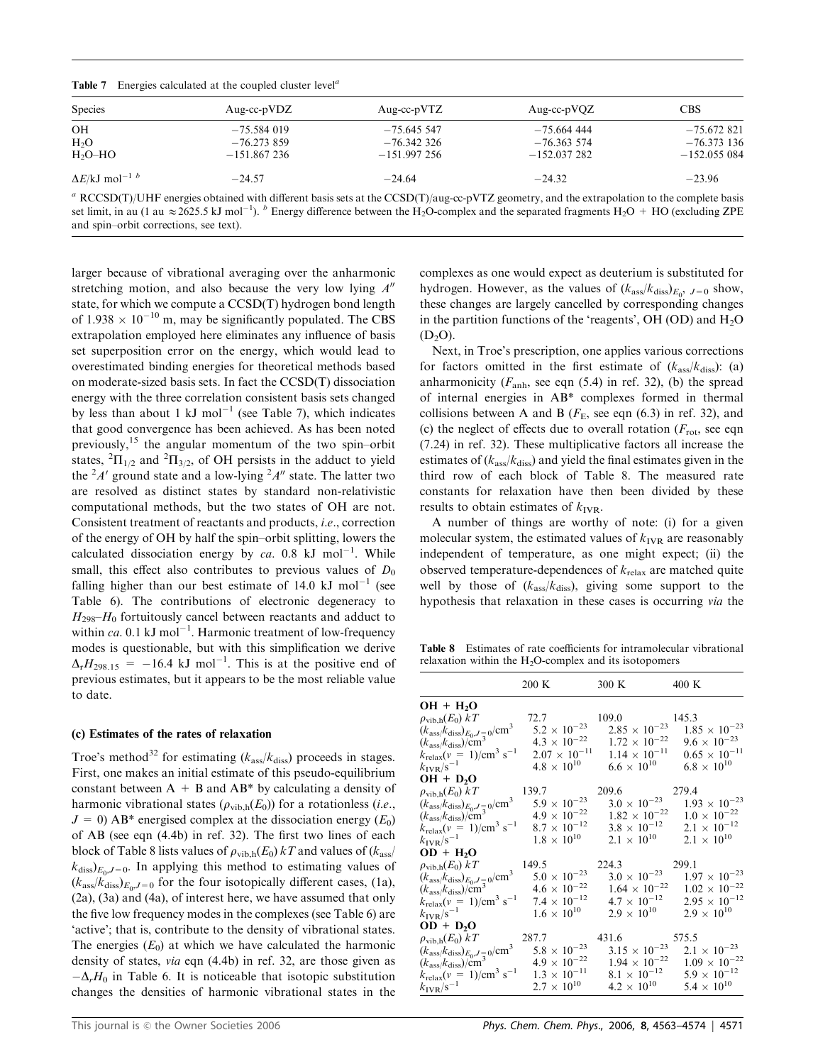**Table 7** Energies calculated at the coupled cluster level[a]

| Species | Aug-cc-pVDZ | Aug-cc-pVTZ | Aug-cc-pVQZ | CBS |
|---|---|---|---|---|
| OH | −75.584 019 | −75.645 547 | −75.664 444 | −75.672 821 |
| $H_2O$ | −76.273 859 | −76.342 326 | −76.363 574 | −76.373 136 |
| $H_2O$–HO | −151.867 236 | −151.997 256 | −152.037 282 | −152.055 084 |
| $\Delta E$/kJ mol$^{-1}$ [b] | −24.57 | −24.64 | −24.32 | −23.96 |

[a] RCCSD(T)/UHF energies obtained with different basis sets at the CCSD(T)/aug-cc-pVTZ geometry, and the extrapolation to the complete basis set limit, in au (1 au ≈ 2625.5 kJ mol$^{-1}$). [b] Energy difference between the $H_2O$-complex and the separated fragments $H_2O$ + HO (excluding ZPE and spin–orbit corrections, see text).

larger because of vibrational averaging over the anharmonic stretching motion, and also because the very low lying $A''$ state, for which we compute a CCSD(T) hydrogen bond length of $1.938 \times 10^{-10}$ m, may be significantly populated. The CBS extrapolation employed here eliminates any influence of basis set superposition error on the energy, which would lead to overestimated binding energies for theoretical methods based on moderate-sized basis sets. In fact the CCSD(T) dissociation energy with the three correlation consistent basis sets changed by less than about 1 kJ mol$^{-1}$ (see Table 7), which indicates that good convergence has been achieved. As has been noted previously,[15] the angular momentum of the two spin–orbit states, $^2\Pi_{1/2}$ and $^2\Pi_{3/2}$, of OH persists in the adduct to yield the $^2A'$ ground state and a low-lying $^2A''$ state. The latter two are resolved as distinct states by standard non-relativistic computational methods, but the two states of OH are not. Consistent treatment of reactants and products, *i.e.*, correction of the energy of OH by half the spin–orbit splitting, lowers the calculated dissociation energy by *ca.* 0.8 kJ mol$^{-1}$. While small, this effect also contributes to previous values of $D_0$ falling higher than our best estimate of 14.0 kJ mol$^{-1}$ (see Table 6). The contributions of electronic degeneracy to $H_{298}$–$H_0$ fortuitously cancel between reactants and adduct to within *ca.* 0.1 kJ mol$^{-1}$. Harmonic treatment of low-frequency modes is questionable, but with this simplification we derive $\Delta_r H_{298.15} = -16.4$ kJ mol$^{-1}$. This is at the positive end of previous estimates, but it appears to be the most reliable value to date.

### (c) Estimates of the rates of relaxation

Troe's method[32] for estimating $(k_{ass}/k_{diss})$ proceeds in stages. First, one makes an initial estimate of this pseudo-equilibrium constant between A + B and AB* by calculating a density of harmonic vibrational states ($\rho_{vib,h}(E_0)$) for a rotationless (*i.e.*, $J$ = 0) AB* energised complex at the dissociation energy ($E_0$) of AB (see eqn (4.4b) in ref. 32). The first two lines of each block of Table 8 lists values of $\rho_{vib,h}(E_0)\,kT$ and values of $(k_{ass}/k_{diss})_{E_0,J=0}$. In applying this method to estimating values of $(k_{ass}/k_{diss})_{E_0,J=0}$ for the four isotopically different cases, (1a), (2a), (3a) and (4a), of interest here, we have assumed that only the five low frequency modes in the complexes (see Table 6) are 'active'; that is, contribute to the density of vibrational states. The energies ($E_0$) at which we have calculated the harmonic density of states, *via* eqn (4.4b) in ref. 32, are those given as $-\Delta_r H_0$ in Table 6. It is noticeable that isotopic substitution changes the densities of harmonic vibrational states in the complexes as one would expect as deuterium is substituted for hydrogen. However, as the values of $(k_{ass}/k_{diss})_{E_0,\,J=0}$ show, these changes are largely cancelled by corresponding changes in the partition functions of the 'reagents', OH (OD) and $H_2O$ ($D_2O$).

Next, in Troe's prescription, one applies various corrections for factors omitted in the first estimate of $(k_{ass}/k_{diss})$: (a) anharmonicity ($F_{anh}$, see eqn (5.4) in ref. 32), (b) the spread of internal energies in AB* complexes formed in thermal collisions between A and B ($F_E$, see eqn (6.3) in ref. 32), and (c) the neglect of effects due to overall rotation ($F_{rot}$, see eqn (7.24) in ref. 32). These multiplicative factors all increase the estimates of $(k_{ass}/k_{diss})$ and yield the final estimates given in the third row of each block of Table 8. The measured rate constants for relaxation have then been divided by these results to obtain estimates of $k_{IVR}$.

A number of things are worthy of note: (i) for a given molecular system, the estimated values of $k_{IVR}$ are reasonably independent of temperature, as one might expect; (ii) the observed temperature-dependences of $k_{relax}$ are matched quite well by those of $(k_{ass}/k_{diss})$, giving some support to the hypothesis that relaxation in these cases is occurring *via* the

**Table 8** Estimates of rate coefficients for intramolecular vibrational relaxation within the $H_2O$-complex and its isotopomers

| | 200 K | 300 K | 400 K |
|---|---|---|---|
| **OH + $H_2O$** | | | |
| $\rho_{vib,h}(E_0)\,kT$ | 72.7 | 109.0 | 145.3 |
| $(k_{ass}/k_{diss})_{E_0,J=0}$/cm$^3$ | $5.2 \times 10^{-23}$ | $2.85 \times 10^{-23}$ | $1.85 \times 10^{-23}$ |
| $(k_{ass}/k_{diss})$/cm$^3$ | $4.3 \times 10^{-22}$ | $1.72 \times 10^{-22}$ | $9.6 \times 10^{-23}$ |
| $k_{relax}(v = 1)$/cm$^3$ s$^{-1}$ | $2.07 \times 10^{-11}$ | $1.14 \times 10^{-11}$ | $0.65 \times 10^{-11}$ |
| $k_{IVR}$/s$^{-1}$ | $4.8 \times 10^{10}$ | $6.6 \times 10^{10}$ | $6.8 \times 10^{10}$ |
| **OH + $D_2O$** | | | |
| $\rho_{vib,h}(E_0)\,kT$ | 139.7 | 209.6 | 279.4 |
| $(k_{ass}/k_{diss})_{E_0,J=0}$/cm$^3$ | $5.9 \times 10^{-23}$ | $3.0 \times 10^{-23}$ | $1.93 \times 10^{-23}$ |
| $(k_{ass}/k_{diss})$/cm$^3$ | $4.9 \times 10^{-22}$ | $1.82 \times 10^{-22}$ | $1.0 \times 10^{-22}$ |
| $k_{relax}(v = 1)$/cm$^3$ s$^{-1}$ | $8.7 \times 10^{-12}$ | $3.8 \times 10^{-12}$ | $2.1 \times 10^{-12}$ |
| $k_{IVR}$/s$^{-1}$ | $1.8 \times 10^{10}$ | $2.1 \times 10^{10}$ | $2.1 \times 10^{10}$ |
| **OD + $H_2O$** | | | |
| $\rho_{vib,h}(E_0)\,kT$ | 149.5 | 224.3 | 299.1 |
| $(k_{ass}/k_{diss})_{E_0,J=0}$/cm$^3$ | $5.0 \times 10^{-23}$ | $3.0 \times 10^{-23}$ | $1.97 \times 10^{-23}$ |
| $(k_{ass}/k_{diss})$/cm$^3$ | $4.6 \times 10^{-22}$ | $1.64 \times 10^{-22}$ | $1.02 \times 10^{-22}$ |
| $k_{relax}(v = 1)$/cm$^3$ s$^{-1}$ | $7.4 \times 10^{-12}$ | $4.7 \times 10^{-12}$ | $2.95 \times 10^{-12}$ |
| $k_{IVR}$/s$^{-1}$ | $1.6 \times 10^{10}$ | $2.9 \times 10^{10}$ | $2.9 \times 10^{10}$ |
| **OD + $D_2O$** | | | |
| $\rho_{vib,h}(E_0)\,kT$ | 287.7 | 431.6 | 575.5 |
| $(k_{ass}/k_{diss})_{E_0,J=0}$/cm$^3$ | $5.8 \times 10^{-23}$ | $3.15 \times 10^{-23}$ | $2.1 \times 10^{-23}$ |
| $(k_{ass}/k_{diss})$/cm$^3$ | $4.9 \times 10^{-22}$ | $1.94 \times 10^{-22}$ | $1.09 \times 10^{-22}$ |
| $k_{relax}(v = 1)$/cm$^3$ s$^{-1}$ | $1.3 \times 10^{-11}$ | $8.1 \times 10^{-12}$ | $5.9 \times 10^{-12}$ |
| $k_{IVR}$/s$^{-1}$ | $2.7 \times 10^{10}$ | $4.2 \times 10^{10}$ | $5.4 \times 10^{10}$ |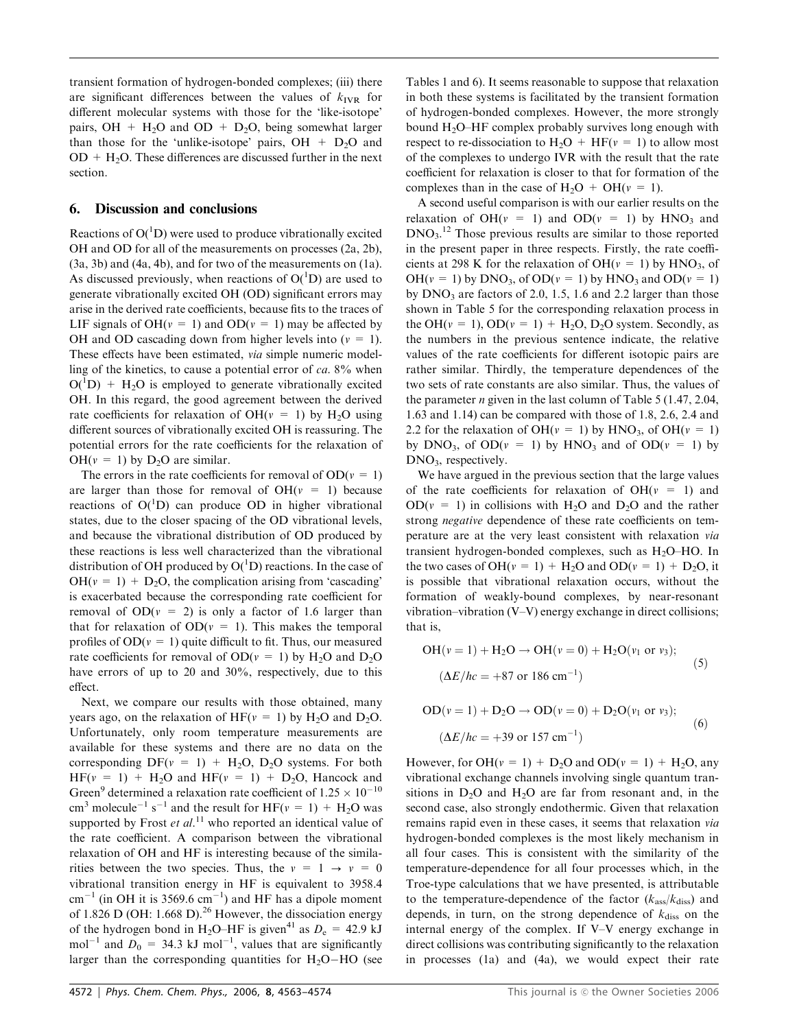transient formation of hydrogen-bonded complexes; (iii) there are significant differences between the values of $k_{IVR}$ for different molecular systems with those for the 'like-isotope' pairs, OH + $H_2O$ and OD + $D_2O$, being somewhat larger than those for the 'unlike-isotope' pairs, OH + $D_2O$ and OD + $H_2O$. These differences are discussed further in the next section.

## 6. Discussion and conclusions

Reactions of $O(^1D)$ were used to produce vibrationally excited OH and OD for all of the measurements on processes (2a, 2b), (3a, 3b) and (4a, 4b), and for two of the measurements on (1a). As discussed previously, when reactions of $O(^1D)$ are used to generate vibrationally excited OH (OD) significant errors may arise in the derived rate coefficients, because fits to the traces of LIF signals of OH($v$ = 1) and OD($v$ = 1) may be affected by OH and OD cascading down from higher levels into ($v$ = 1). These effects have been estimated, *via* simple numeric modelling of the kinetics, to cause a potential error of *ca.* 8% when $O(^1D)$ + $H_2O$ is employed to generate vibrationally excited OH. In this regard, the good agreement between the derived rate coefficients for relaxation of OH($v$ = 1) by $H_2O$ using different sources of vibrationally excited OH is reassuring. The potential errors for the rate coefficients for the relaxation of OH($v$ = 1) by $D_2O$ are similar.

The errors in the rate coefficients for removal of OD($v$ = 1) are larger than those for removal of OH($v$ = 1) because reactions of $O(^1D)$ can produce OD in higher vibrational states, due to the closer spacing of the OD vibrational levels, and because the vibrational distribution of OD produced by these reactions is less well characterized than the vibrational distribution of OH produced by $O(^1D)$ reactions. In the case of OH($v$ = 1) + $D_2O$, the complication arising from 'cascading' is exacerbated because the corresponding rate coefficient for removal of OD($v$ = 2) is only a factor of 1.6 larger than that for relaxation of OD($v$ = 1). This makes the temporal profiles of OD($v$ = 1) quite difficult to fit. Thus, our measured rate coefficients for removal of OD($v$ = 1) by $H_2O$ and $D_2O$ have errors of up to 20 and 30%, respectively, due to this effect.

Next, we compare our results with those obtained, many years ago, on the relaxation of HF($v$ = 1) by $H_2O$ and $D_2O$. Unfortunately, only room temperature measurements are available for these systems and there are no data on the corresponding DF($v$ = 1) + $H_2O$, $D_2O$ systems. For both HF($v$ = 1) + $H_2O$ and HF($v$ = 1) + $D_2O$, Hancock and Green[9] determined a relaxation rate coefficient of $1.25 \times 10^{-10}$ cm$^3$ molecule$^{-1}$ s$^{-1}$ and the result for HF($v$ = 1) + $H_2O$ was supported by Frost *et al.*[11] who reported an identical value of the rate coefficient. A comparison between the vibrational relaxation of OH and HF is interesting because of the similarities between the two species. Thus, the $v = 1 \rightarrow v = 0$ vibrational transition energy in HF is equivalent to 3958.4 cm$^{-1}$ (in OH it is 3569.6 cm$^{-1}$) and HF has a dipole moment of 1.826 D (OH: 1.668 D).[26] However, the dissociation energy of the hydrogen bond in $H_2O$–HF is given[41] as $D_e$ = 42.9 kJ mol$^{-1}$ and $D_0$ = 34.3 kJ mol$^{-1}$, values that are significantly larger than the corresponding quantities for $H_2O$–HO (see Tables 1 and 6). It seems reasonable to suppose that relaxation in both these systems is facilitated by the transient formation of hydrogen-bonded complexes. However, the more strongly bound $H_2O$–HF complex probably survives long enough with respect to re-dissociation to $H_2O$ + HF($v$ = 1) to allow most of the complexes to undergo IVR with the result that the rate coefficient for relaxation is closer to that for formation of the complexes than in the case of $H_2O$ + OH($v$ = 1).

A second useful comparison is with our earlier results on the relaxation of OH($v$ = 1) and OD($v$ = 1) by $HNO_3$ and $DNO_3$.[12] Those previous results are similar to those reported in the present paper in three respects. Firstly, the rate coefficients at 298 K for the relaxation of OH($v$ = 1) by $HNO_3$, of OH($v$ = 1) by $DNO_3$, of OD($v$ = 1) by $HNO_3$ and OD($v$ = 1) by $DNO_3$ are factors of 2.0, 1.5, 1.6 and 2.2 larger than those shown in Table 5 for the corresponding relaxation process in the OH($v$ = 1), OD($v$ = 1) + $H_2O$, $D_2O$ system. Secondly, as the numbers in the previous sentence indicate, the relative values of the rate coefficients for different isotopic pairs are rather similar. Thirdly, the temperature dependences of the two sets of rate constants are also similar. Thus, the values of the parameter $n$ given in the last column of Table 5 (1.47, 2.04, 1.63 and 1.14) can be compared with those of 1.8, 2.6, 2.4 and 2.2 for the relaxation of OH($v$ = 1) by $HNO_3$, of OH($v$ = 1) by $DNO_3$, of OD($v$ = 1) by $HNO_3$ and of OD($v$ = 1) by $DNO_3$, respectively.

We have argued in the previous section that the large values of the rate coefficients for relaxation of OH($v$ = 1) and OD($v$ = 1) in collisions with $H_2O$ and $D_2O$ and the rather strong *negative* dependence of these rate coefficients on temperature are at the very least consistent with relaxation *via* transient hydrogen-bonded complexes, such as $H_2O$–HO. In the two cases of OH($v$ = 1) + $H_2O$ and OD($v$ = 1) + $D_2O$, it is possible that vibrational relaxation occurs, without the formation of weakly-bound complexes, by near-resonant vibration–vibration (V–V) energy exchange in direct collisions; that is,

$$\mathrm{OH}(v=1) + \mathrm{H_2O} \rightarrow \mathrm{OH}(v=0) + \mathrm{H_2O}(v_1 \text{ or } v_3); \quad (\Delta E/hc = +87 \text{ or } 186 \text{ cm}^{-1}) \tag{5}$$

$$\mathrm{OD}(v=1) + \mathrm{D_2O} \rightarrow \mathrm{OD}(v=0) + \mathrm{D_2O}(v_1 \text{ or } v_3); \quad (\Delta E/hc = +39 \text{ or } 157 \text{ cm}^{-1}) \tag{6}$$

However, for OH($v$ = 1) + $D_2O$ and OD($v$ = 1) + $H_2O$, any vibrational exchange channels involving single quantum transitions in $D_2O$ and $H_2O$ are far from resonant and, in the second case, also strongly endothermic. Given that relaxation remains rapid even in these cases, it seems that relaxation *via* hydrogen-bonded complexes is the most likely mechanism in all four cases. This is consistent with the similarity of the temperature-dependence for all four processes which, in the Troe-type calculations that we have presented, is attributable to the temperature-dependence of the factor ($k_{ass}/k_{diss}$) and depends, in turn, on the strong dependence of $k_{diss}$ on the internal energy of the complex. If V–V energy exchange in direct collisions was contributing significantly to the relaxation in processes (1a) and (4a), we would expect their rate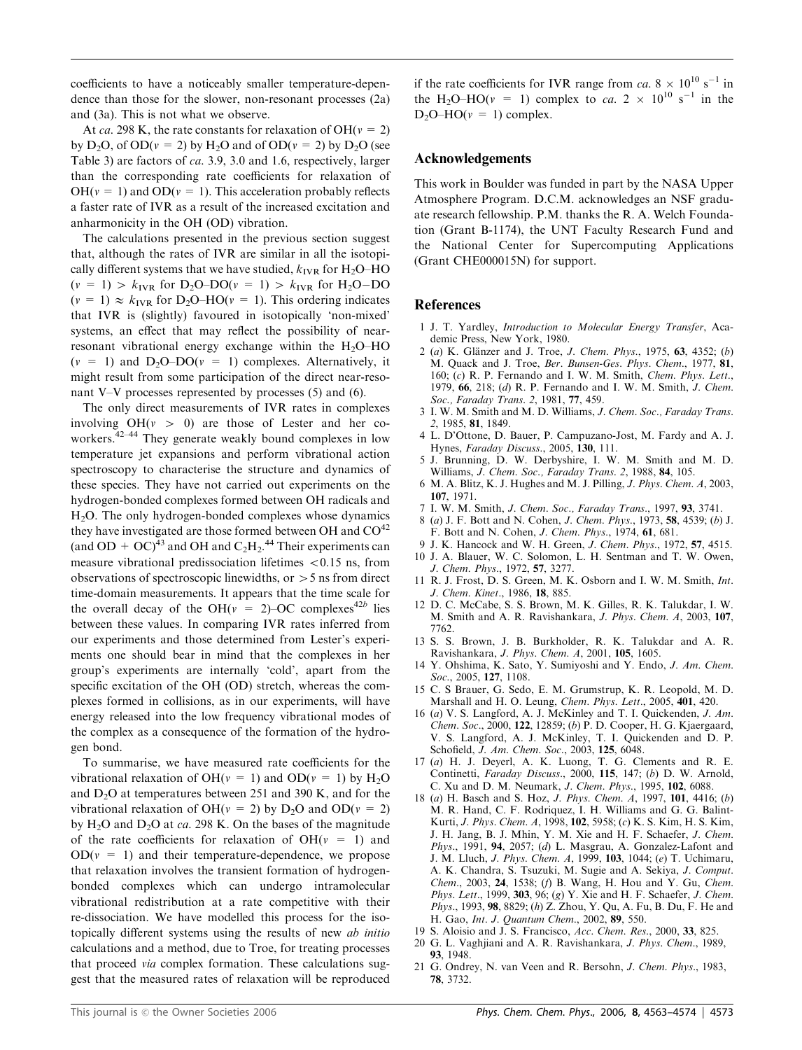coefficients to have a noticeably smaller temperature-dependence than those for the slower, non-resonant processes (2a) and (3a). This is not what we observe.

At *ca.* 298 K, the rate constants for relaxation of OH($v$ = 2) by $D_2O$, of OD($v$ = 2) by $H_2O$ and of OD($v$ = 2) by $D_2O$ (see Table 3) are factors of *ca.* 3.9, 3.0 and 1.6, respectively, larger than the corresponding rate coefficients for relaxation of OH($v$ = 1) and OD($v$ = 1). This acceleration probably reflects a faster rate of IVR as a result of the increased excitation and anharmonicity in the OH (OD) vibration.

The calculations presented in the previous section suggest that, although the rates of IVR are similar in all the isotopically different systems that we have studied, $k_{IVR}$ for $H_2O$–HO ($v$ = 1) > $k_{IVR}$ for $D_2O$–DO($v$ = 1) > $k_{IVR}$ for $H_2O$–DO ($v$ = 1) ≈ $k_{IVR}$ for $D_2O$–HO($v$ = 1). This ordering indicates that IVR is (slightly) favoured in isotopically 'non-mixed' systems, an effect that may reflect the possibility of near-resonant vibrational energy exchange within the $H_2O$–HO ($v$ = 1) and $D_2O$–DO($v$ = 1) complexes. Alternatively, it might result from some participation of the direct near-resonant V–V processes represented by processes (5) and (6).

The only direct measurements of IVR rates in complexes involving OH($v$ > 0) are those of Lester and her co-workers.[42–44] They generate weakly bound complexes in low temperature jet expansions and perform vibrational action spectroscopy to characterise the structure and dynamics of these species. They have not carried out experiments on the hydrogen-bonded complexes formed between OH radicals and $H_2O$. The only hydrogen-bonded complexes whose dynamics they have investigated are those formed between OH and CO[42] (and OD + OC)[43] and OH and $C_2H_2$.[44] Their experiments can measure vibrational predissociation lifetimes <0.15 ns, from observations of spectroscopic linewidths, or >5 ns from direct time-domain measurements. It appears that the time scale for the overall decay of the OH($v$ = 2)–OC complexes[42b] lies between these values. In comparing IVR rates inferred from our experiments and those determined from Lester's experiments one should bear in mind that the complexes in her group's experiments are internally 'cold', apart from the specific excitation of the OH (OD) stretch, whereas the complexes formed in collisions, as in our experiments, will have energy released into the low frequency vibrational modes of the complex as a consequence of the formation of the hydrogen bond.

To summarise, we have measured rate coefficients for the vibrational relaxation of OH($v$ = 1) and OD($v$ = 1) by $H_2O$ and $D_2O$ at temperatures between 251 and 390 K, and for the vibrational relaxation of OH($v$ = 2) by $D_2O$ and OD($v$ = 2) by $H_2O$ and $D_2O$ at *ca.* 298 K. On the bases of the magnitude of the rate coefficients for relaxation of OH($v$ = 1) and OD($v$ = 1) and their temperature-dependence, we propose that relaxation involves the transient formation of hydrogen-bonded complexes which can undergo intramolecular vibrational redistribution at a rate competitive with their re-dissociation. We have modelled this process for the isotopically different systems using the results of new *ab initio* calculations and a method, due to Troe, for treating processes that proceed *via* complex formation. These calculations suggest that the measured rates of relaxation will be reproduced if the rate coefficients for IVR range from *ca.* $8 \times 10^{10}$ s$^{-1}$ in the $H_2O$–HO($v$ = 1) complex to *ca.* $2 \times 10^{10}$ s$^{-1}$ in the $D_2O$–HO($v$ = 1) complex.

## Acknowledgements

This work in Boulder was funded in part by the NASA Upper Atmosphere Program. D.C.M. acknowledges an NSF graduate research fellowship. P.M. thanks the R. A. Welch Foundation (Grant B-1174), the UNT Faculty Research Fund and the National Center for Supercomputing Applications (Grant CHE000015N) for support.

## References

1. J. T. Yardley, *Introduction to Molecular Energy Transfer*, Academic Press, New York, 1980.
2. (*a*) K. Glänzer and J. Troe, *J. Chem. Phys.*, 1975, **63**, 4352; (*b*) M. Quack and J. Troe, *Ber. Bunsen-Ges. Phys. Chem.*, 1977, **81**, 160; (*c*) R. P. Fernando and I. W. M. Smith, *Chem. Phys. Lett.*, 1979, **66**, 218; (*d*) R. P. Fernando and I. W. M. Smith, *J. Chem. Soc., Faraday Trans. 2*, 1981, **77**, 459.
3. I. W. M. Smith and M. D. Williams, *J. Chem. Soc., Faraday Trans. 2*, 1985, **81**, 1849.
4. L. D'Ottone, D. Bauer, P. Campuzano-Jost, M. Fardy and A. J. Hynes, *Faraday Discuss.*, 2005, **130**, 111.
5. J. Brunning, D. W. Derbyshire, I. W. M. Smith and M. D. Williams, *J. Chem. Soc., Faraday Trans. 2*, 1988, **84**, 105.
6. M. A. Blitz, K. J. Hughes and M. J. Pilling, *J. Phys. Chem. A*, 2003, **107**, 1971.
7. I. W. M. Smith, *J. Chem. Soc., Faraday Trans.*, 1997, **93**, 3741.
8. (*a*) J. F. Bott and N. Cohen, *J. Chem. Phys.*, 1973, **58**, 4539; (*b*) J. F. Bott and N. Cohen, *J. Chem. Phys.*, 1974, **61**, 681.
9. J. K. Hancock and W. H. Green, *J. Chem. Phys.*, 1972, **57**, 4515.
10. J. A. Blauer, W. C. Solomon, L. H. Sentman and T. W. Owen, *J. Chem. Phys.*, 1972, **57**, 3277.
11. R. J. Frost, D. S. Green, M. K. Osborn and I. W. M. Smith, *Int. J. Chem. Kinet.*, 1986, **18**, 885.
12. D. C. McCabe, S. S. Brown, M. K. Gilles, R. K. Talukdar, I. W. M. Smith and A. R. Ravishankara, *J. Phys. Chem. A*, 2003, **107**, 7762.
13. S. S. Brown, J. B. Burkholder, R. K. Talukdar and A. R. Ravishankara, *J. Phys. Chem. A*, 2001, **105**, 1605.
14. Y. Ohshima, K. Sato, Y. Sumiyoshi and Y. Endo, *J. Am. Chem. Soc.*, 2005, **127**, 1108.
15. C. S Brauer, G. Sedo, E. M. Grumstrup, K. R. Leopold, M. D. Marshall and H. O. Leung, *Chem. Phys. Lett.*, 2005, **401**, 420.
16. (*a*) V. S. Langford, A. J. McKinley and T. I. Quickenden, *J. Am. Chem. Soc.*, 2000, **122**, 12859; (*b*) P. D. Cooper, H. G. Kjaergaard, V. S. Langford, A. J. McKinley, T. I. Quickenden and D. P. Schofield, *J. Am. Chem. Soc.*, 2003, **125**, 6048.
17. (*a*) H. J. Deyerl, A. K. Luong, T. G. Clements and R. E. Continetti, *Faraday Discuss.*, 2000, **115**, 147; (*b*) D. W. Arnold, C. Xu and D. M. Neumark, *J. Chem. Phys.*, 1995, **102**, 6088.
18. (*a*) H. Basch and S. Hoz, *J. Phys. Chem. A*, 1997, **101**, 4416; (*b*) M. R. Hand, C. F. Rodriquez, I. H. Williams and G. G. Balint-Kurti, *J. Phys. Chem. A*, 1998, **102**, 5958; (*c*) K. S. Kim, H. S. Kim, J. H. Jang, B. J. Mhin, Y. M. Xie and H. F. Schaefer, *J. Chem. Phys.*, 1991, **94**, 2057; (*d*) L. Masgrau, A. Gonzalez-Lafont and J. M. Lluch, *J. Phys. Chem. A*, 1999, **103**, 1044; (*e*) T. Uchimaru, A. K. Chandra, S. Tsuzuki, M. Sugie and A. Sekiya, *J. Comput. Chem.*, 2003, **24**, 1538; (*f*) B. Wang, H. Hou and Y. Gu, *Chem. Phys. Lett.*, 1999, **303**, 96; (*g*) Y. Xie and H. F. Schaefer, *J. Chem. Phys.*, 1993, **98**, 8829; (*h*) Z. Zhou, Y. Qu, A. Fu, B. Du, F. He and H. Gao, *Int. J. Quantum Chem.*, 2002, **89**, 550.
19. S. Aloisio and J. S. Francisco, *Acc. Chem. Res.*, 2000, **33**, 825.
20. G. L. Vaghjiani and A. R. Ravishankara, *J. Phys. Chem.*, 1989, **93**, 1948.
21. G. Ondrey, N. van Veen and R. Bersohn, *J. Chem. Phys.*, 1983, **78**, 3732.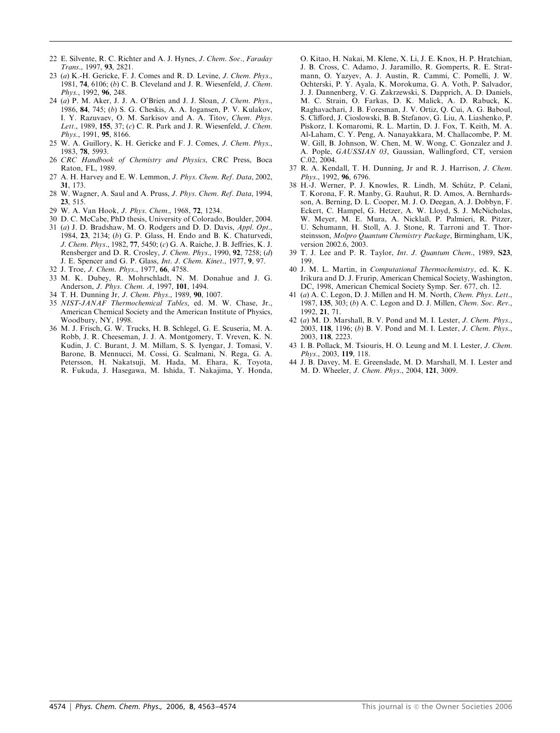22 E. Silvente, R. C. Richter and A. J. Hynes, *J. Chem. Soc., Faraday Trans.*, 1997, **93**, 2821.

23 (*a*) K.-H. Gericke, F. J. Comes and R. D. Levine, *J. Chem. Phys.*, 1981, **74**, 6106; (*b*) C. B. Cleveland and J. R. Wiesenfeld, *J. Chem. Phys.*, 1992, **96**, 248.

24 (*a*) P. M. Aker, J. J. A. O'Brien and J. J. Sloan, *J. Chem. Phys.*, 1986, **84**, 745; (*b*) S. G. Cheskis, A. A. Iogansen, P. V. Kulakov, I. Y. Razuvaev, O. M. Sarkisov and A. A. Titov, *Chem. Phys. Lett.*, 1989, **155**, 37; (*c*) C. R. Park and J. R. Wiesenfeld, *J. Chem. Phys.*, 1991, **95**, 8166.

25 W. A. Guillory, K. H. Gericke and F. J. Comes, *J. Chem. Phys.*, 1983, **78**, 5993.

26 *CRC Handbook of Chemistry and Physics*, CRC Press, Boca Raton, FL, 1989.

27 A. H. Harvey and E. W. Lemmon, *J. Phys. Chem. Ref. Data*, 2002, **31**, 173.

28 W. Wagner, A. Saul and A. Pruss, *J. Phys. Chem. Ref. Data*, 1994, **23**, 515.

29 W. A. Van Hook, *J. Phys. Chem.*, 1968, **72**, 1234.

30 D. C. McCabe, PhD thesis, University of Colorado, Boulder, 2004.

31 (*a*) J. D. Bradshaw, M. O. Rodgers and D. D. Davis, *Appl. Opt.*, 1984, **23**, 2134; (*b*) G. P. Glass, H. Endo and B. K. Chaturvedi, *J. Chem. Phys.*, 1982, **77**, 5450; (*c*) G. A. Raiche, J. B. Jeffries, K. J. Rensberger and D. R. Crosley, *J. Chem. Phys.*, 1990, **92**, 7258; (*d*) J. E. Spencer and G. P. Glass, *Int. J. Chem. Kinet.*, 1977, **9**, 97.

32 J. Troe, *J. Chem. Phys.*, 1977, **66**, 4758.

33 M. K. Dubey, R. Mohrschladt, N. M. Donahue and J. G. Anderson, *J. Phys. Chem. A*, 1997, **101**, 1494.

34 T. H. Dunning Jr, *J. Chem. Phys.*, 1989, **90**, 1007.

35 *NIST-JANAF Thermochemical Tables*, ed. M. W. Chase, Jr., American Chemical Society and the American Institute of Physics, Woodbury, NY, 1998.

36 M. J. Frisch, G. W. Trucks, H. B. Schlegel, G. E. Scuseria, M. A. Robb, J. R. Cheeseman, J. J. A. Montgomery, T. Vreven, K. N. Kudin, J. C. Burant, J. M. Millam, S. S. Iyengar, J. Tomasi, V. Barone, B. Mennucci, M. Cossi, G. Scalmani, N. Rega, G. A. Petersson, H. Nakatsuji, M. Hada, M. Ehara, K. Toyota, R. Fukuda, J. Hasegawa, M. Ishida, T. Nakajima, Y. Honda, O. Kitao, H. Nakai, M. Klene, X. Li, J. E. Knox, H. P. Hratchian, J. B. Cross, C. Adamo, J. Jaramillo, R. Gomperts, R. E. Stratmann, O. Yazyev, A. J. Austin, R. Cammi, C. Pomelli, J. W. Ochterski, P. Y. Ayala, K. Morokuma, G. A. Voth, P. Salvador, J. J. Dannenberg, V. G. Zakrzewski, S. Dapprich, A. D. Daniels, M. C. Strain, O. Farkas, D. K. Malick, A. D. Rabuck, K. Raghavachari, J. B. Foresman, J. V. Ortiz, Q. Cui, A. G. Baboul, S. Clifford, J. Cioslowski, B. B. Stefanov, G. Liu, A. Liashenko, P. Piskorz, I. Komaromi, R. L. Martin, D. J. Fox, T. Keith, M. A. Al-Laham, C. Y. Peng, A. Nanayakkara, M. Challacombe, P. M. W. Gill, B. Johnson, W. Chen, M. W. Wong, C. Gonzalez and J. A. Pople, *GAUSSIAN 03*, Gaussian, Wallingford, CT, version C.02, 2004.

37 R. A. Kendall, T. H. Dunning, Jr and R. J. Harrison, *J. Chem. Phys.*, 1992, **96**, 6796.

38 H.-J. Werner, P. J. Knowles, R. Lindh, M. Schütz, P. Celani, T. Korona, F. R. Manby, G. Rauhut, R. D. Amos, A. Bernhardsson, A. Berning, D. L. Cooper, M. J. O. Deegan, A. J. Dobbyn, F. Eckert, C. Hampel, G. Hetzer, A. W. Lloyd, S. J. McNicholas, W. Meyer, M. E. Mura, A. Nicklaß, P. Palmieri, R. Pitzer, U. Schumann, H. Stoll, A. J. Stone, R. Tarroni and T. Thorsteinsson, *Molpro Quantum Chemistry Package*, Birmingham, UK, version 2002.6, 2003.

39 T. J. Lee and P. R. Taylor, *Int. J. Quantum Chem.*, 1989, **S23**, 199.

40 J. M. L. Martin, in *Computational Thermochemistry*, ed. K. K. Irikura and D. J. Frurip, American Chemical Society, Washington, DC, 1998, American Chemical Society Symp. Ser. 677, ch. 12.

41 (*a*) A. C. Legon, D. J. Millen and H. M. North, *Chem. Phys. Lett.*, 1987, **135**, 303; (*b*) A. C. Legon and D. J. Millen, *Chem. Soc. Rev.*, 1992, **21**, 71.

42 (*a*) M. D. Marshall, B. V. Pond and M. I. Lester, *J. Chem. Phys.*, 2003, **118**, 1196; (*b*) B. V. Pond and M. I. Lester, *J. Chem. Phys.*, 2003, **118**, 2223.

43 I. B. Pollack, M. Tsiouris, H. O. Leung and M. I. Lester, *J. Chem. Phys.*, 2003, **119**, 118.

44 J. B. Davey, M. E. Greenslade, M. D. Marshall, M. I. Lester and M. D. Wheeler, *J. Chem. Phys.*, 2004, **121**, 3009.